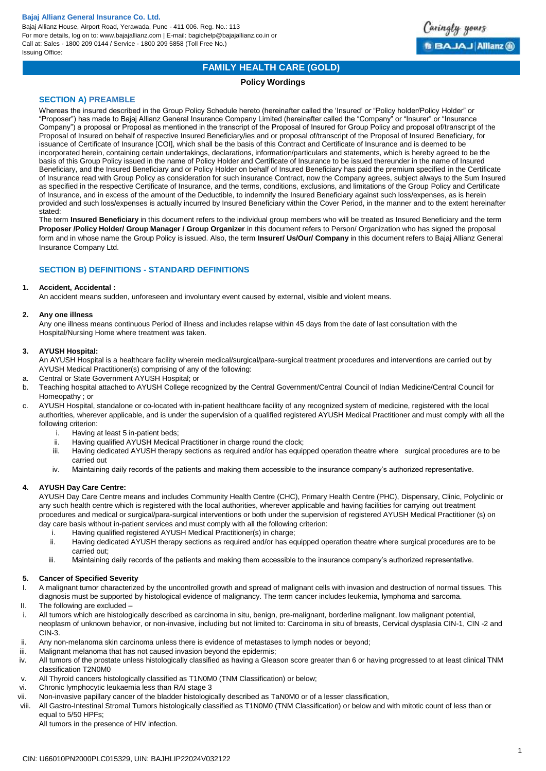**Bajaj Allianz General Insurance Co. Ltd.**
Bajaj Allianz House, Airport Road, Yerawada, Pune - 411 006. Reg. No.: 113
For more details, log on to: www.bajajallianz.com | E-mail: bagichelp@bajajallianz.co.in or
Call at: Sales - 1800 209 0144 / Service - 1800 209 5858 (Toll Free No.)
Issuing Office:

# FAMILY HEALTH CARE (GOLD)

**Policy Wordings**

## SECTION A) PREAMBLE

Whereas the insured described in the Group Policy Schedule hereto (hereinafter called the 'Insured' or "Policy holder/Policy Holder" or "Proposer") has made to Bajaj Allianz General Insurance Company Limited (hereinafter called the "Company" or "Insurer" or "Insurance Company") a proposal or Proposal as mentioned in the transcript of the Proposal of Insured for Group Policy and proposal of/transcript of the Proposal of Insured on behalf of respective Insured Beneficiary/ies and or proposal of/transcript of the Proposal of Insured Beneficiary, for issuance of Certificate of Insurance [COI], which shall be the basis of this Contract and Certificate of Insurance and is deemed to be incorporated herein, containing certain undertakings, declarations, information/particulars and statements, which is hereby agreed to be the basis of this Group Policy issued in the name of Policy Holder and Certificate of Insurance to be issued thereunder in the name of Insured Beneficiary, and the Insured Beneficiary and or Policy Holder on behalf of Insured Beneficiary has paid the premium specified in the Certificate of Insurance read with Group Policy as consideration for such insurance Contract, now the Company agrees, subject always to the Sum Insured as specified in the respective Certificate of Insurance, and the terms, conditions, exclusions, and limitations of the Group Policy and Certificate of Insurance, and in excess of the amount of the Deductible, to indemnify the Insured Beneficiary against such loss/expenses, as is herein provided and such loss/expenses is actually incurred by Insured Beneficiary within the Cover Period, in the manner and to the extent hereinafter stated:

The term **Insured Beneficiary** in this document refers to the individual group members who will be treated as Insured Beneficiary and the term **Proposer /Policy Holder/ Group Manager / Group Organizer** in this document refers to Person/ Organization who has signed the proposal form and in whose name the Group Policy is issued. Also, the term **Insurer/ Us/Our/ Company** in this document refers to Bajaj Allianz General Insurance Company Ltd.

## SECTION B) DEFINITIONS - STANDARD DEFINITIONS

**1. Accident, Accidental :**

An accident means sudden, unforeseen and involuntary event caused by external, visible and violent means.

**2. Any one illness**

Any one illness means continuous Period of illness and includes relapse within 45 days from the date of last consultation with the Hospital/Nursing Home where treatment was taken.

**3. AYUSH Hospital:**

An AYUSH Hospital is a healthcare facility wherein medical/surgical/para-surgical treatment procedures and interventions are carried out by AYUSH Medical Practitioner(s) comprising of any of the following:

a. Central or State Government AYUSH Hospital; or
b. Teaching hospital attached to AYUSH College recognized by the Central Government/Central Council of Indian Medicine/Central Council for Homeopathy ; or
c. AYUSH Hospital, standalone or co-located with in-patient healthcare facility of any recognized system of medicine, registered with the local authorities, wherever applicable, and is under the supervision of a qualified registered AYUSH Medical Practitioner and must comply with all the following criterion:
   i. Having at least 5 in-patient beds;
   ii. Having qualified AYUSH Medical Practitioner in charge round the clock;
   iii. Having dedicated AYUSH therapy sections as required and/or has equipped operation theatre where surgical procedures are to be carried out
   iv. Maintaining daily records of the patients and making them accessible to the insurance company's authorized representative.

**4. AYUSH Day Care Centre:**

AYUSH Day Care Centre means and includes Community Health Centre (CHC), Primary Health Centre (PHC), Dispensary, Clinic, Polyclinic or any such health centre which is registered with the local authorities, wherever applicable and having facilities for carrying out treatment procedures and medical or surgical/para-surgical interventions or both under the supervision of registered AYUSH Medical Practitioner (s) on day care basis without in-patient services and must comply with all the following criterion:

   i. Having qualified registered AYUSH Medical Practitioner(s) in charge;
   ii. Having dedicated AYUSH therapy sections as required and/or has equipped operation theatre where surgical procedures are to be carried out;
   iii. Maintaining daily records of the patients and making them accessible to the insurance company's authorized representative.

**5. Cancer of Specified Severity**

I. A malignant tumor characterized by the uncontrolled growth and spread of malignant cells with invasion and destruction of normal tissues. This diagnosis must be supported by histological evidence of malignancy. The term cancer includes leukemia, lymphoma and sarcoma.
II. The following are excluded –
   i. All tumors which are histologically described as carcinoma in situ, benign, pre-malignant, borderline malignant, low malignant potential, neoplasm of unknown behavior, or non-invasive, including but not limited to: Carcinoma in situ of breasts, Cervical dysplasia CIN-1, CIN -2 and CIN-3.
   ii. Any non-melanoma skin carcinoma unless there is evidence of metastases to lymph nodes or beyond;
   iii. Malignant melanoma that has not caused invasion beyond the epidermis;
   iv. All tumors of the prostate unless histologically classified as having a Gleason score greater than 6 or having progressed to at least clinical TNM classification T2N0M0
   v. All Thyroid cancers histologically classified as T1N0M0 (TNM Classification) or below;
   vi. Chronic lymphocytic leukaemia less than RAI stage 3
   vii. Non-invasive papillary cancer of the bladder histologically described as TaN0M0 or of a lesser classification,
   viii. All Gastro-Intestinal Stromal Tumors histologically classified as T1N0M0 (TNM Classification) or below and with mitotic count of less than or equal to 5/50 HPFs;
   All tumors in the presence of HIV infection.

CIN: U66010PN2000PLC015329, UIN: BAJHLIP22024V032122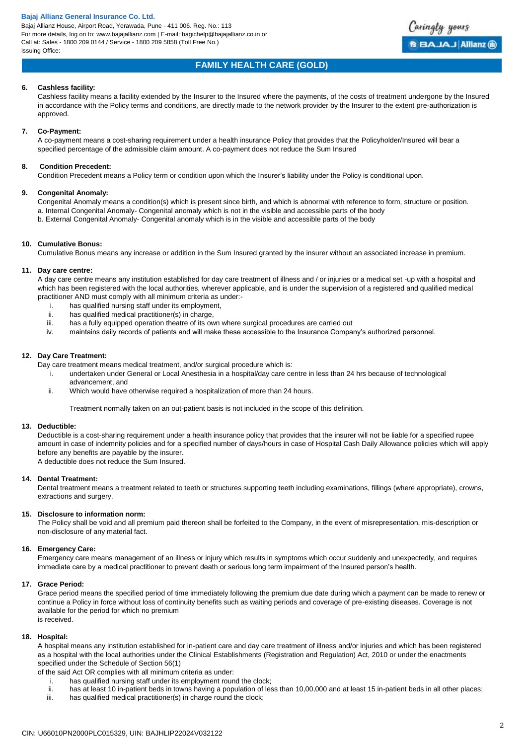6. **Cashless facility:**

   Cashless facility means a facility extended by the Insurer to the Insured where the payments, of the costs of treatment undergone by the Insured in accordance with the Policy terms and conditions, are directly made to the network provider by the Insurer to the extent pre-authorization is approved.

7. **Co-Payment:**

   A co-payment means a cost-sharing requirement under a health insurance Policy that provides that the Policyholder/Insured will bear a specified percentage of the admissible claim amount. A co-payment does not reduce the Sum Insured

8. **Condition Precedent:**

   Condition Precedent means a Policy term or condition upon which the Insurer's liability under the Policy is conditional upon.

9. **Congenital Anomaly:**

   Congenital Anomaly means a condition(s) which is present since birth, and which is abnormal with reference to form, structure or position.

   a. Internal Congenital Anomaly- Congenital anomaly which is not in the visible and accessible parts of the body

   b. External Congenital Anomaly- Congenital anomaly which is in the visible and accessible parts of the body

10. **Cumulative Bonus:**

    Cumulative Bonus means any increase or addition in the Sum Insured granted by the insurer without an associated increase in premium.

11. **Day care centre:**

    A day care centre means any institution established for day care treatment of illness and / or injuries or a medical set -up with a hospital and which has been registered with the local authorities, wherever applicable, and is under the supervision of a registered and qualified medical practitioner AND must comply with all minimum criteria as under:-

    i. has qualified nursing staff under its employment,
    ii. has qualified medical practitioner(s) in charge,
    iii. has a fully equipped operation theatre of its own where surgical procedures are carried out
    iv. maintains daily records of patients and will make these accessible to the Insurance Company's authorized personnel.

12. **Day Care Treatment:**

    Day care treatment means medical treatment, and/or surgical procedure which is:

    i. undertaken under General or Local Anesthesia in a hospital/day care centre in less than 24 hrs because of technological advancement, and
    ii. Which would have otherwise required a hospitalization of more than 24 hours.

    Treatment normally taken on an out-patient basis is not included in the scope of this definition.

13. **Deductible:**

    Deductible is a cost-sharing requirement under a health insurance policy that provides that the insurer will not be liable for a specified rupee amount in case of indemnity policies and for a specified number of days/hours in case of Hospital Cash Daily Allowance policies which will apply before any benefits are payable by the insurer.

    A deductible does not reduce the Sum Insured.

14. **Dental Treatment:**

    Dental treatment means a treatment related to teeth or structures supporting teeth including examinations, fillings (where appropriate), crowns, extractions and surgery.

15. **Disclosure to information norm:**

    The Policy shall be void and all premium paid thereon shall be forfeited to the Company, in the event of misrepresentation, mis-description or non-disclosure of any material fact.

16. **Emergency Care:**

    Emergency care means management of an illness or injury which results in symptoms which occur suddenly and unexpectedly, and requires immediate care by a medical practitioner to prevent death or serious long term impairment of the Insured person's health.

17. **Grace Period:**

    Grace period means the specified period of time immediately following the premium due date during which a payment can be made to renew or continue a Policy in force without loss of continuity benefits such as waiting periods and coverage of pre-existing diseases. Coverage is not available for the period for which no premium is received.

18. **Hospital:**

    A hospital means any institution established for in-patient care and day care treatment of illness and/or injuries and which has been registered as a hospital with the local authorities under the Clinical Establishments (Registration and Regulation) Act, 2010 or under the enactments specified under the Schedule of Section 56(1) of the said Act OR complies with all minimum criteria as under:

    i. has qualified nursing staff under its employment round the clock;
    ii. has at least 10 in-patient beds in towns having a population of less than 10,00,000 and at least 15 in-patient beds in all other places;
    iii. has qualified medical practitioner(s) in charge round the clock;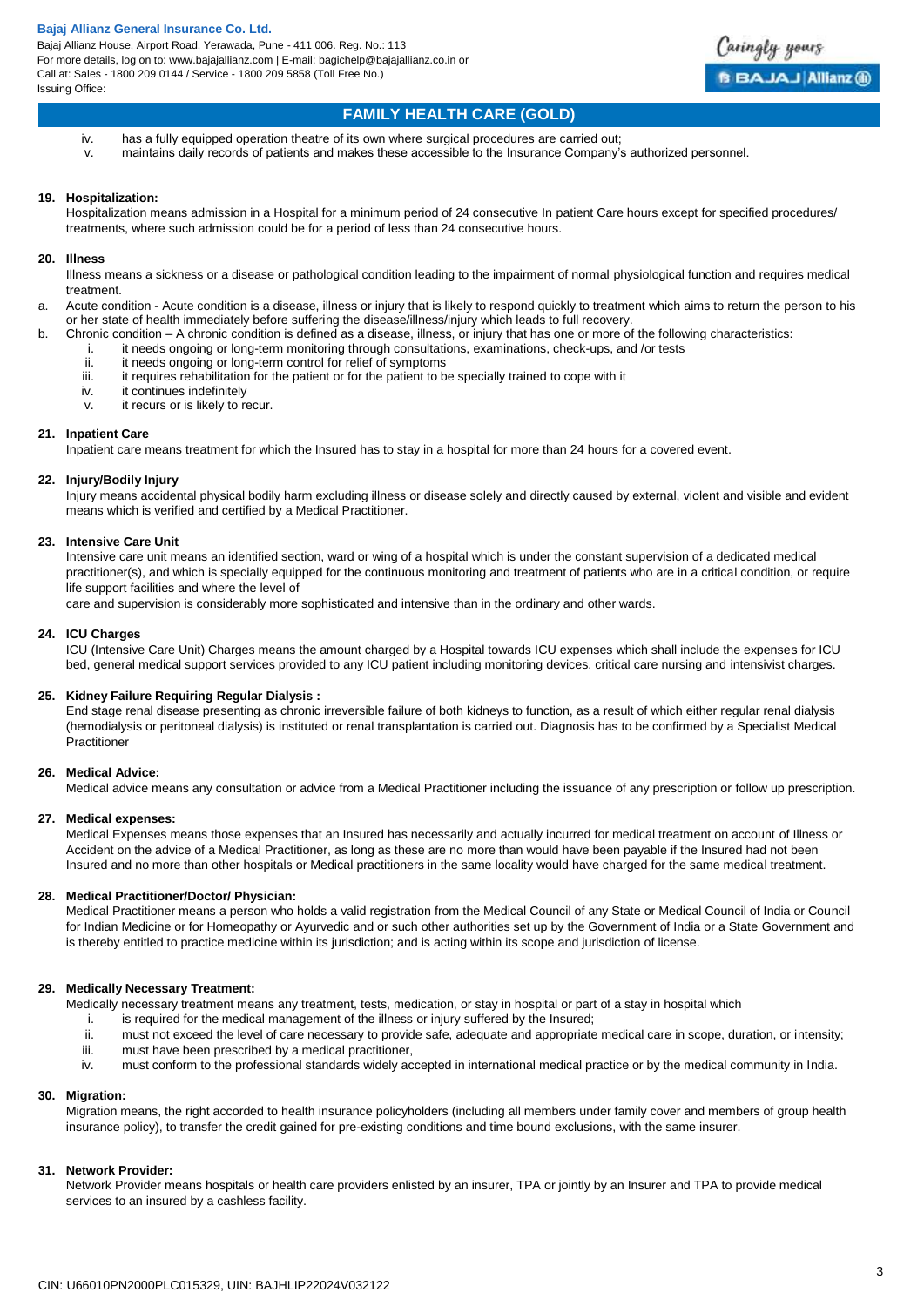iv. has a fully equipped operation theatre of its own where surgical procedures are carried out;
v. maintains daily records of patients and makes these accessible to the Insurance Company's authorized personnel.

**19. Hospitalization:**

Hospitalization means admission in a Hospital for a minimum period of 24 consecutive In patient Care hours except for specified procedures/ treatments, where such admission could be for a period of less than 24 consecutive hours.

**20. Illness**

Illness means a sickness or a disease or pathological condition leading to the impairment of normal physiological function and requires medical treatment.

a. Acute condition - Acute condition is a disease, illness or injury that is likely to respond quickly to treatment which aims to return the person to his or her state of health immediately before suffering the disease/illness/injury which leads to full recovery.
b. Chronic condition – A chronic condition is defined as a disease, illness, or injury that has one or more of the following characteristics:
    i. it needs ongoing or long-term monitoring through consultations, examinations, check-ups, and /or tests
    ii. it needs ongoing or long-term control for relief of symptoms
    iii. it requires rehabilitation for the patient or for the patient to be specially trained to cope with it
    iv. it continues indefinitely
    v. it recurs or is likely to recur.

**21. Inpatient Care**

Inpatient care means treatment for which the Insured has to stay in a hospital for more than 24 hours for a covered event.

**22. Injury/Bodily Injury**

Injury means accidental physical bodily harm excluding illness or disease solely and directly caused by external, violent and visible and evident means which is verified and certified by a Medical Practitioner.

**23. Intensive Care Unit**

Intensive care unit means an identified section, ward or wing of a hospital which is under the constant supervision of a dedicated medical practitioner(s), and which is specially equipped for the continuous monitoring and treatment of patients who are in a critical condition, or require life support facilities and where the level of
care and supervision is considerably more sophisticated and intensive than in the ordinary and other wards.

**24. ICU Charges**

ICU (Intensive Care Unit) Charges means the amount charged by a Hospital towards ICU expenses which shall include the expenses for ICU bed, general medical support services provided to any ICU patient including monitoring devices, critical care nursing and intensivist charges.

**25. Kidney Failure Requiring Regular Dialysis :**

End stage renal disease presenting as chronic irreversible failure of both kidneys to function, as a result of which either regular renal dialysis (hemodialysis or peritoneal dialysis) is instituted or renal transplantation is carried out. Diagnosis has to be confirmed by a Specialist Medical Practitioner

**26. Medical Advice:**

Medical advice means any consultation or advice from a Medical Practitioner including the issuance of any prescription or follow up prescription.

**27. Medical expenses:**

Medical Expenses means those expenses that an Insured has necessarily and actually incurred for medical treatment on account of Illness or Accident on the advice of a Medical Practitioner, as long as these are no more than would have been payable if the Insured had not been Insured and no more than other hospitals or Medical practitioners in the same locality would have charged for the same medical treatment.

**28. Medical Practitioner/Doctor/ Physician:**

Medical Practitioner means a person who holds a valid registration from the Medical Council of any State or Medical Council of India or Council for Indian Medicine or for Homeopathy or Ayurvedic and or such other authorities set up by the Government of India or a State Government and is thereby entitled to practice medicine within its jurisdiction; and is acting within its scope and jurisdiction of license.

**29. Medically Necessary Treatment:**

Medically necessary treatment means any treatment, tests, medication, or stay in hospital or part of a stay in hospital which
    i. is required for the medical management of the illness or injury suffered by the Insured;
    ii. must not exceed the level of care necessary to provide safe, adequate and appropriate medical care in scope, duration, or intensity;
    iii. must have been prescribed by a medical practitioner,
    iv. must conform to the professional standards widely accepted in international medical practice or by the medical community in India.

**30. Migration:**

Migration means, the right accorded to health insurance policyholders (including all members under family cover and members of group health insurance policy), to transfer the credit gained for pre-existing conditions and time bound exclusions, with the same insurer.

**31. Network Provider:**

Network Provider means hospitals or health care providers enlisted by an insurer, TPA or jointly by an Insurer and TPA to provide medical services to an insured by a cashless facility.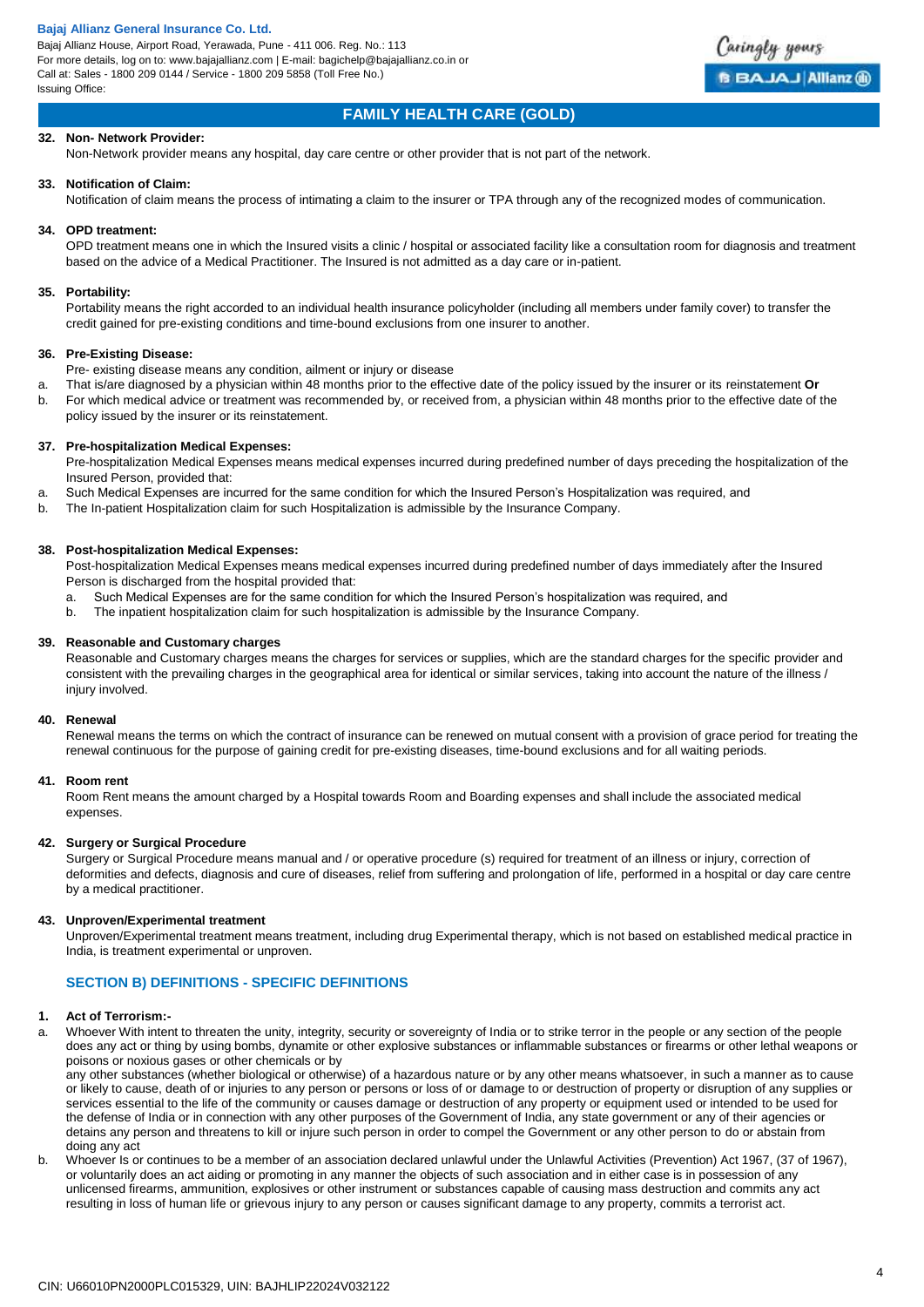**32. Non- Network Provider:**

Non-Network provider means any hospital, day care centre or other provider that is not part of the network.

**33. Notification of Claim:**

Notification of claim means the process of intimating a claim to the insurer or TPA through any of the recognized modes of communication.

**34. OPD treatment:**

OPD treatment means one in which the Insured visits a clinic / hospital or associated facility like a consultation room for diagnosis and treatment based on the advice of a Medical Practitioner. The Insured is not admitted as a day care or in-patient.

**35. Portability:**

Portability means the right accorded to an individual health insurance policyholder (including all members under family cover) to transfer the credit gained for pre-existing conditions and time-bound exclusions from one insurer to another.

**36. Pre-Existing Disease:**

Pre- existing disease means any condition, ailment or injury or disease

a. That is/are diagnosed by a physician within 48 months prior to the effective date of the policy issued by the insurer or its reinstatement **Or**
b. For which medical advice or treatment was recommended by, or received from, a physician within 48 months prior to the effective date of the policy issued by the insurer or its reinstatement.

**37. Pre-hospitalization Medical Expenses:**

Pre-hospitalization Medical Expenses means medical expenses incurred during predefined number of days preceding the hospitalization of the Insured Person, provided that:

a. Such Medical Expenses are incurred for the same condition for which the Insured Person's Hospitalization was required, and
b. The In-patient Hospitalization claim for such Hospitalization is admissible by the Insurance Company.

**38. Post-hospitalization Medical Expenses:**

Post-hospitalization Medical Expenses means medical expenses incurred during predefined number of days immediately after the Insured Person is discharged from the hospital provided that:

a. Such Medical Expenses are for the same condition for which the Insured Person's hospitalization was required, and
b. The inpatient hospitalization claim for such hospitalization is admissible by the Insurance Company.

**39. Reasonable and Customary charges**

Reasonable and Customary charges means the charges for services or supplies, which are the standard charges for the specific provider and consistent with the prevailing charges in the geographical area for identical or similar services, taking into account the nature of the illness / injury involved.

**40. Renewal**

Renewal means the terms on which the contract of insurance can be renewed on mutual consent with a provision of grace period for treating the renewal continuous for the purpose of gaining credit for pre-existing diseases, time-bound exclusions and for all waiting periods.

**41. Room rent**

Room Rent means the amount charged by a Hospital towards Room and Boarding expenses and shall include the associated medical expenses.

**42. Surgery or Surgical Procedure**

Surgery or Surgical Procedure means manual and / or operative procedure (s) required for treatment of an illness or injury, correction of deformities and defects, diagnosis and cure of diseases, relief from suffering and prolongation of life, performed in a hospital or day care centre by a medical practitioner.

**43. Unproven/Experimental treatment**

Unproven/Experimental treatment means treatment, including drug Experimental therapy, which is not based on established medical practice in India, is treatment experimental or unproven.

## SECTION B) DEFINITIONS - SPECIFIC DEFINITIONS

**1. Act of Terrorism:-**

a. Whoever With intent to threaten the unity, integrity, security or sovereignty of India or to strike terror in the people or any section of the people does any act or thing by using bombs, dynamite or other explosive substances or inflammable substances or firearms or other lethal weapons or poisons or noxious gases or other chemicals or by
any other substances (whether biological or otherwise) of a hazardous nature or by any other means whatsoever, in such a manner as to cause or likely to cause, death of or injuries to any person or persons or loss of or damage to or destruction of property or disruption of any supplies or services essential to the life of the community or causes damage or destruction of any property or equipment used or intended to be used for the defense of India or in connection with any other purposes of the Government of India, any state government or any of their agencies or detains any person and threatens to kill or injure such person in order to compel the Government or any other person to do or abstain from doing any act
b. Whoever Is or continues to be a member of an association declared unlawful under the Unlawful Activities (Prevention) Act 1967, (37 of 1967), or voluntarily does an act aiding or promoting in any manner the objects of such association and in either case is in possession of any unlicensed firearms, ammunition, explosives or other instrument or substances capable of causing mass destruction and commits any act resulting in loss of human life or grievous injury to any person or causes significant damage to any property, commits a terrorist act.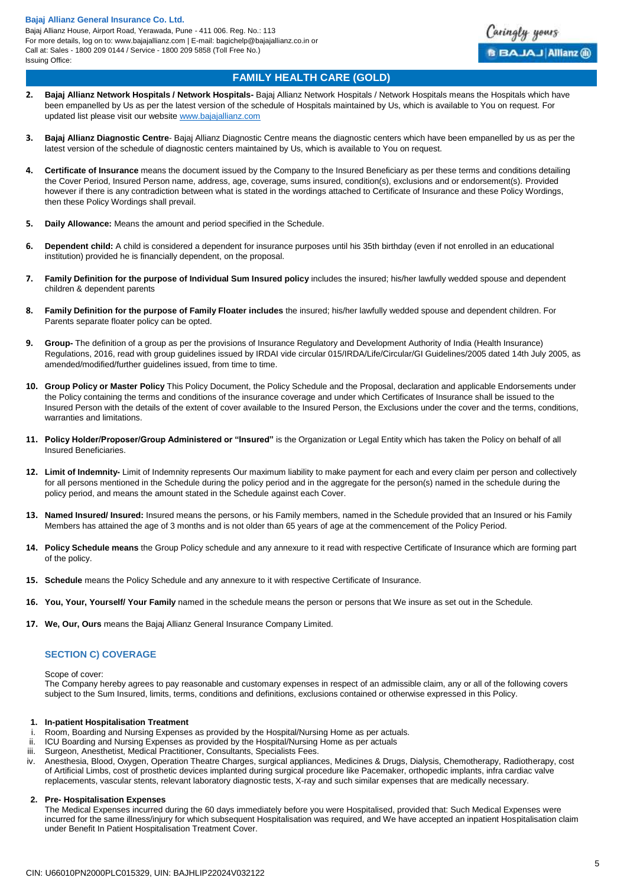2. **Bajaj Allianz Network Hospitals / Network Hospitals-** Bajaj Allianz Network Hospitals / Network Hospitals means the Hospitals which have been empanelled by Us as per the latest version of the schedule of Hospitals maintained by Us, which is available to You on request. For updated list please visit our website www.bajajallianz.com

3. **Bajaj Allianz Diagnostic Centre**- Bajaj Allianz Diagnostic Centre means the diagnostic centers which have been empanelled by us as per the latest version of the schedule of diagnostic centers maintained by Us, which is available to You on request.

4. **Certificate of Insurance** means the document issued by the Company to the Insured Beneficiary as per these terms and conditions detailing the Cover Period, Insured Person name, address, age, coverage, sums insured, condition(s), exclusions and or endorsement(s). Provided however if there is any contradiction between what is stated in the wordings attached to Certificate of Insurance and these Policy Wordings, then these Policy Wordings shall prevail.

5. **Daily Allowance:** Means the amount and period specified in the Schedule.

6. **Dependent child:** A child is considered a dependent for insurance purposes until his 35th birthday (even if not enrolled in an educational institution) provided he is financially dependent, on the proposal.

7. **Family Definition for the purpose of Individual Sum Insured policy** includes the insured; his/her lawfully wedded spouse and dependent children & dependent parents

8. **Family Definition for the purpose of Family Floater includes** the insured; his/her lawfully wedded spouse and dependent children. For Parents separate floater policy can be opted.

9. **Group-** The definition of a group as per the provisions of Insurance Regulatory and Development Authority of India (Health Insurance) Regulations, 2016, read with group guidelines issued by IRDAI vide circular 015/IRDA/Life/Circular/GI Guidelines/2005 dated 14th July 2005, as amended/modified/further guidelines issued, from time to time.

10. **Group Policy or Master Policy** This Policy Document, the Policy Schedule and the Proposal, declaration and applicable Endorsements under the Policy containing the terms and conditions of the insurance coverage and under which Certificates of Insurance shall be issued to the Insured Person with the details of the extent of cover available to the Insured Person, the Exclusions under the cover and the terms, conditions, warranties and limitations.

11. **Policy Holder/Proposer/Group Administered or "Insured"** is the Organization or Legal Entity which has taken the Policy on behalf of all Insured Beneficiaries.

12. **Limit of Indemnity-** Limit of Indemnity represents Our maximum liability to make payment for each and every claim per person and collectively for all persons mentioned in the Schedule during the policy period and in the aggregate for the person(s) named in the schedule during the policy period, and means the amount stated in the Schedule against each Cover.

13. **Named Insured/ Insured:** Insured means the persons, or his Family members, named in the Schedule provided that an Insured or his Family Members has attained the age of 3 months and is not older than 65 years of age at the commencement of the Policy Period.

14. **Policy Schedule means** the Group Policy schedule and any annexure to it read with respective Certificate of Insurance which are forming part of the policy.

15. **Schedule** means the Policy Schedule and any annexure to it with respective Certificate of Insurance.

16. **You, Your, Yourself/ Your Family** named in the schedule means the person or persons that We insure as set out in the Schedule.

17. **We, Our, Ours** means the Bajaj Allianz General Insurance Company Limited.

## SECTION C) COVERAGE

Scope of cover:
The Company hereby agrees to pay reasonable and customary expenses in respect of an admissible claim, any or all of the following covers subject to the Sum Insured, limits, terms, conditions and definitions, exclusions contained or otherwise expressed in this Policy.

**1. In-patient Hospitalisation Treatment**

i. Room, Boarding and Nursing Expenses as provided by the Hospital/Nursing Home as per actuals.
ii. ICU Boarding and Nursing Expenses as provided by the Hospital/Nursing Home as per actuals
iii. Surgeon, Anesthetist, Medical Practitioner, Consultants, Specialists Fees.
iv. Anesthesia, Blood, Oxygen, Operation Theatre Charges, surgical appliances, Medicines & Drugs, Dialysis, Chemotherapy, Radiotherapy, cost of Artificial Limbs, cost of prosthetic devices implanted during surgical procedure like Pacemaker, orthopedic implants, infra cardiac valve replacements, vascular stents, relevant laboratory diagnostic tests, X-ray and such similar expenses that are medically necessary.

**2. Pre- Hospitalisation Expenses**

The Medical Expenses incurred during the 60 days immediately before you were Hospitalised, provided that: Such Medical Expenses were incurred for the same illness/injury for which subsequent Hospitalisation was required, and We have accepted an inpatient Hospitalisation claim under Benefit In Patient Hospitalisation Treatment Cover.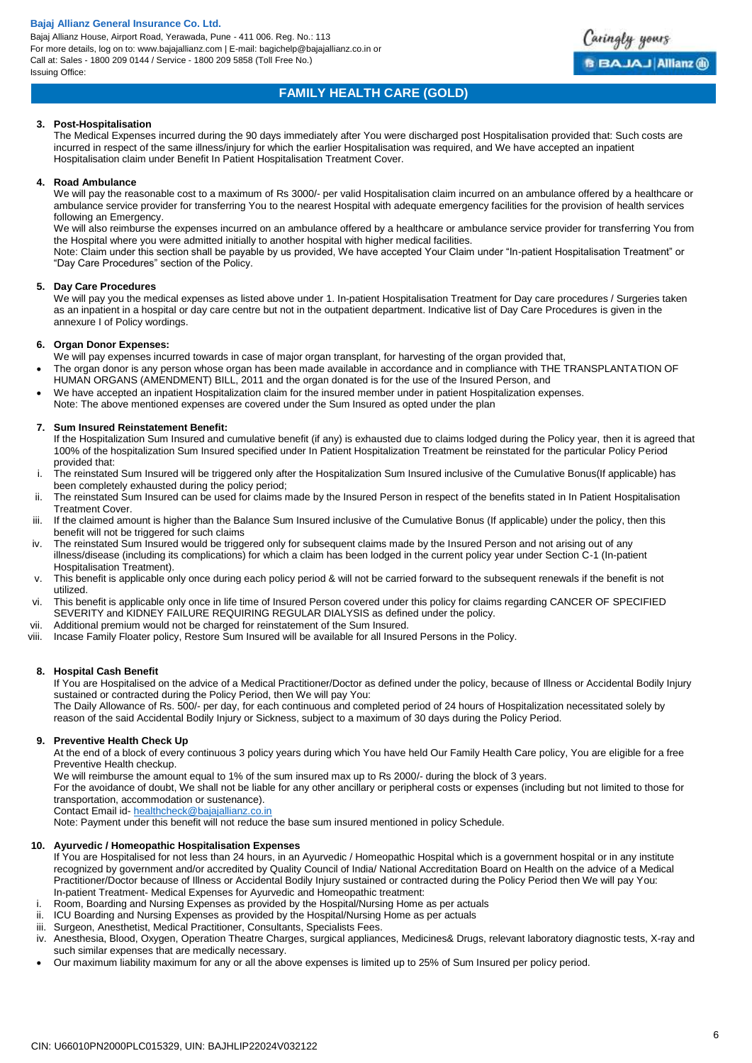### 3. Post-Hospitalisation

The Medical Expenses incurred during the 90 days immediately after You were discharged post Hospitalisation provided that: Such costs are incurred in respect of the same illness/injury for which the earlier Hospitalisation was required, and We have accepted an inpatient Hospitalisation claim under Benefit In Patient Hospitalisation Treatment Cover.

### 4. Road Ambulance

We will pay the reasonable cost to a maximum of Rs 3000/- per valid Hospitalisation claim incurred on an ambulance offered by a healthcare or ambulance service provider for transferring You to the nearest Hospital with adequate emergency facilities for the provision of health services following an Emergency.

We will also reimburse the expenses incurred on an ambulance offered by a healthcare or ambulance service provider for transferring You from the Hospital where you were admitted initially to another hospital with higher medical facilities.

Note: Claim under this section shall be payable by us provided, We have accepted Your Claim under "In-patient Hospitalisation Treatment" or "Day Care Procedures" section of the Policy.

### 5. Day Care Procedures

We will pay you the medical expenses as listed above under 1. In-patient Hospitalisation Treatment for Day care procedures / Surgeries taken as an inpatient in a hospital or day care centre but not in the outpatient department. Indicative list of Day Care Procedures is given in the annexure I of Policy wordings.

### 6. Organ Donor Expenses:

We will pay expenses incurred towards in case of major organ transplant, for harvesting of the organ provided that,

- The organ donor is any person whose organ has been made available in accordance and in compliance with THE TRANSPLANTATION OF HUMAN ORGANS (AMENDMENT) BILL, 2011 and the organ donated is for the use of the Insured Person, and
- We have accepted an inpatient Hospitalization claim for the insured member under in patient Hospitalization expenses.

Note: The above mentioned expenses are covered under the Sum Insured as opted under the plan

### 7. Sum Insured Reinstatement Benefit:

If the Hospitalization Sum Insured and cumulative benefit (if any) is exhausted due to claims lodged during the Policy year, then it is agreed that 100% of the hospitalization Sum Insured specified under In Patient Hospitalization Treatment be reinstated for the particular Policy Period provided that:

i. The reinstated Sum Insured will be triggered only after the Hospitalization Sum Insured inclusive of the Cumulative Bonus(If applicable) has been completely exhausted during the policy period;
ii. The reinstated Sum Insured can be used for claims made by the Insured Person in respect of the benefits stated in In Patient Hospitalisation Treatment Cover.
iii. If the claimed amount is higher than the Balance Sum Insured inclusive of the Cumulative Bonus (If applicable) under the policy, then this benefit will not be triggered for such claims
iv. The reinstated Sum Insured would be triggered only for subsequent claims made by the Insured Person and not arising out of any illness/disease (including its complications) for which a claim has been lodged in the current policy year under Section C-1 (In-patient Hospitalisation Treatment).
v. This benefit is applicable only once during each policy period & will not be carried forward to the subsequent renewals if the benefit is not utilized.
vi. This benefit is applicable only once in life time of Insured Person covered under this policy for claims regarding CANCER OF SPECIFIED SEVERITY and KIDNEY FAILURE REQUIRING REGULAR DIALYSIS as defined under the policy.
vii. Additional premium would not be charged for reinstatement of the Sum Insured.
viii. Incase Family Floater policy, Restore Sum Insured will be available for all Insured Persons in the Policy.

### 8. Hospital Cash Benefit

If You are Hospitalised on the advice of a Medical Practitioner/Doctor as defined under the policy, because of Illness or Accidental Bodily Injury sustained or contracted during the Policy Period, then We will pay You:

The Daily Allowance of Rs. 500/- per day, for each continuous and completed period of 24 hours of Hospitalization necessitated solely by reason of the said Accidental Bodily Injury or Sickness, subject to a maximum of 30 days during the Policy Period.

### 9. Preventive Health Check Up

At the end of a block of every continuous 3 policy years during which You have held Our Family Health Care policy, You are eligible for a free Preventive Health checkup.

We will reimburse the amount equal to 1% of the sum insured max up to Rs 2000/- during the block of 3 years.

For the avoidance of doubt, We shall not be liable for any other ancillary or peripheral costs or expenses (including but not limited to those for transportation, accommodation or sustenance).

Contact Email id- healthcheck@bajajallianz.co.in

Note: Payment under this benefit will not reduce the base sum insured mentioned in policy Schedule.

### 10. Ayurvedic / Homeopathic Hospitalisation Expenses

If You are Hospitalised for not less than 24 hours, in an Ayurvedic / Homeopathic Hospital which is a government hospital or in any institute recognized by government and/or accredited by Quality Council of India/ National Accreditation Board on Health on the advice of a Medical Practitioner/Doctor because of Illness or Accidental Bodily Injury sustained or contracted during the Policy Period then We will pay You:

In-patient Treatment- Medical Expenses for Ayurvedic and Homeopathic treatment:

i. Room, Boarding and Nursing Expenses as provided by the Hospital/Nursing Home as per actuals
ii. ICU Boarding and Nursing Expenses as provided by the Hospital/Nursing Home as per actuals
iii. Surgeon, Anesthetist, Medical Practitioner, Consultants, Specialists Fees.
iv. Anesthesia, Blood, Oxygen, Operation Theatre Charges, surgical appliances, Medicines& Drugs, relevant laboratory diagnostic tests, X-ray and such similar expenses that are medically necessary.

- Our maximum liability maximum for any or all the above expenses is limited up to 25% of Sum Insured per policy period.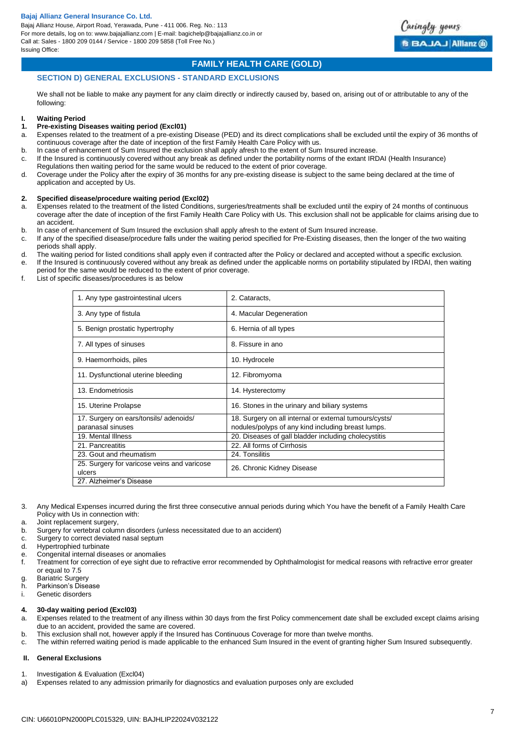## FAMILY HEALTH CARE (GOLD)

### SECTION D) GENERAL EXCLUSIONS - STANDARD EXCLUSIONS

We shall not be liable to make any payment for any claim directly or indirectly caused by, based on, arising out of or attributable to any of the following:

**I. Waiting Period**

**1. Pre-existing Diseases waiting period (Excl01)**

a. Expenses related to the treatment of a pre-existing Disease (PED) and its direct complications shall be excluded until the expiry of 36 months of continuous coverage after the date of inception of the first Family Health Care Policy with us.
b. In case of enhancement of Sum Insured the exclusion shall apply afresh to the extent of Sum Insured increase.
c. If the Insured is continuously covered without any break as defined under the portability norms of the extant IRDAI (Health Insurance) Regulations then waiting period for the same would be reduced to the extent of prior coverage.
d. Coverage under the Policy after the expiry of 36 months for any pre-existing disease is subject to the same being declared at the time of application and accepted by Us.

**2. Specified disease/procedure waiting period (Excl02)**

a. Expenses related to the treatment of the listed Conditions, surgeries/treatments shall be excluded until the expiry of 24 months of continuous coverage after the date of inception of the first Family Health Care Policy with Us. This exclusion shall not be applicable for claims arising due to an accident.
b. In case of enhancement of Sum Insured the exclusion shall apply afresh to the extent of Sum Insured increase.
c. If any of the specified disease/procedure falls under the waiting period specified for Pre-Existing diseases, then the longer of the two waiting periods shall apply.
d. The waiting period for listed conditions shall apply even if contracted after the Policy or declared and accepted without a specific exclusion.
e. If the Insured is continuously covered without any break as defined under the applicable norms on portability stipulated by IRDAI, then waiting period for the same would be reduced to the extent of prior coverage.
f. List of specific diseases/procedures is as below

| | |
|---|---|
| 1. Any type gastrointestinal ulcers | 2. Cataracts, |
| 3. Any type of fistula | 4. Macular Degeneration |
| 5. Benign prostatic hypertrophy | 6. Hernia of all types |
| 7. All types of sinuses | 8. Fissure in ano |
| 9. Haemorrhoids, piles | 10. Hydrocele |
| 11. Dysfunctional uterine bleeding | 12. Fibromyoma |
| 13. Endometriosis | 14. Hysterectomy |
| 15. Uterine Prolapse | 16. Stones in the urinary and biliary systems |
| 17. Surgery on ears/tonsils/ adenoids/ paranasal sinuses | 18. Surgery on all internal or external tumours/cysts/ nodules/polyps of any kind including breast lumps. |
| 19. Mental Illness | 20. Diseases of gall bladder including cholecystitis |
| 21. Pancreatitis | 22. All forms of Cirrhosis |
| 23. Gout and rheumatism | 24. Tonsilitis |
| 25. Surgery for varicose veins and varicose ulcers | 26. Chronic Kidney Disease |
| 27. Alzheimer's Disease | |

3. Any Medical Expenses incurred during the first three consecutive annual periods during which You have the benefit of a Family Health Care Policy with Us in connection with:
a. Joint replacement surgery,
b. Surgery for vertebral column disorders (unless necessitated due to an accident)
c. Surgery to correct deviated nasal septum
d. Hypertrophied turbinate
e. Congenital internal diseases or anomalies
f. Treatment for correction of eye sight due to refractive error recommended by Ophthalmologist for medical reasons with refractive error greater or equal to 7.5
g. Bariatric Surgery
h. Parkinson's Disease
i. Genetic disorders

**4. 30-day waiting period (Excl03)**

a. Expenses related to the treatment of any illness within 30 days from the first Policy commencement date shall be excluded except claims arising due to an accident, provided the same are covered.
b. This exclusion shall not, however apply if the Insured has Continuous Coverage for more than twelve months.
c. The within referred waiting period is made applicable to the enhanced Sum Insured in the event of granting higher Sum Insured subsequently.

**II. General Exclusions**

1. Investigation & Evaluation (Excl04)
a) Expenses related to any admission primarily for diagnostics and evaluation purposes only are excluded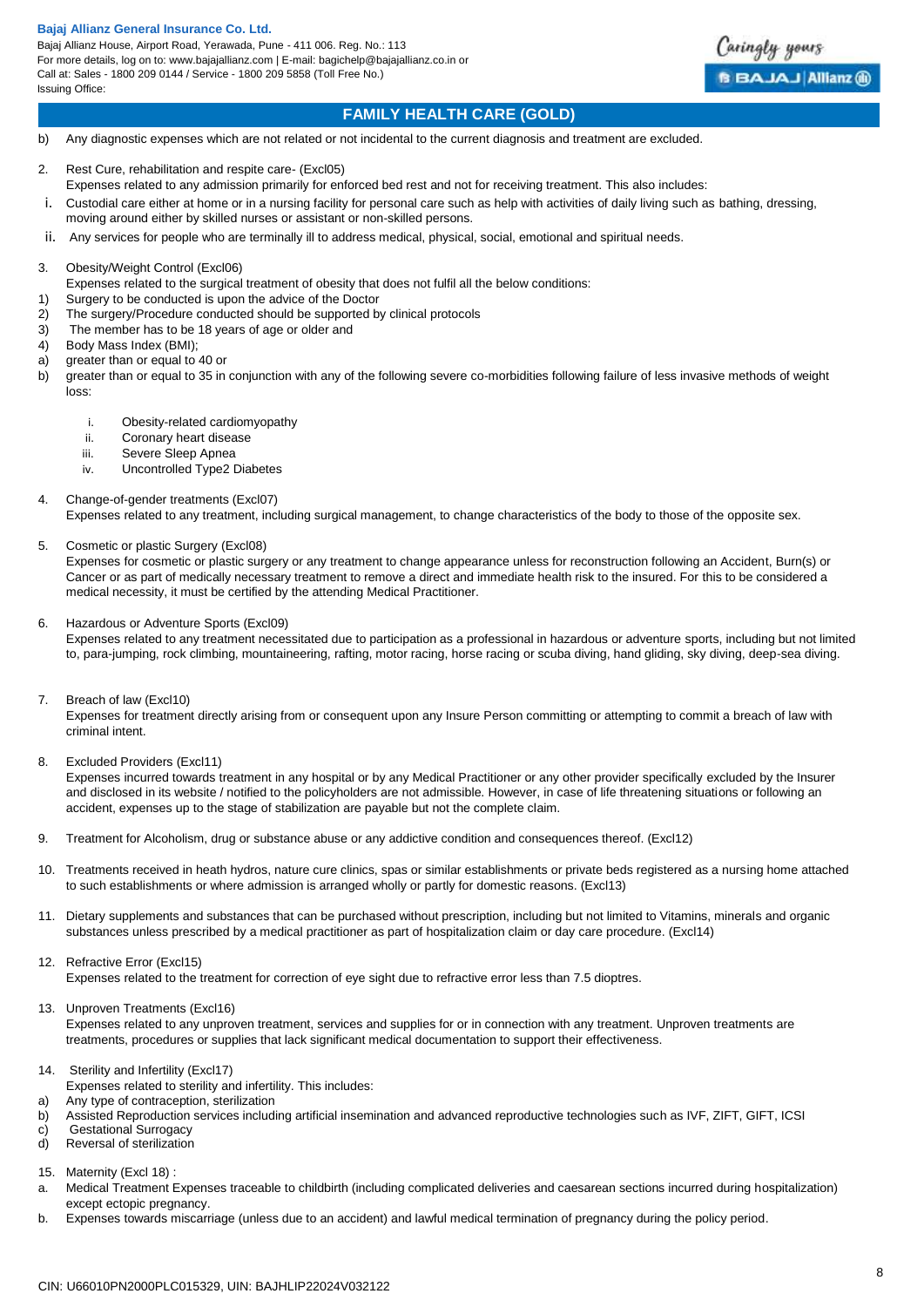b) Any diagnostic expenses which are not related or not incidental to the current diagnosis and treatment are excluded.

2. Rest Cure, rehabilitation and respite care- (Excl05)
   Expenses related to any admission primarily for enforced bed rest and not for receiving treatment. This also includes:
   i. Custodial care either at home or in a nursing facility for personal care such as help with activities of daily living such as bathing, dressing, moving around either by skilled nurses or assistant or non-skilled persons.
   ii. Any services for people who are terminally ill to address medical, physical, social, emotional and spiritual needs.

3. Obesity/Weight Control (Excl06)
   Expenses related to the surgical treatment of obesity that does not fulfil all the below conditions:
   1) Surgery to be conducted is upon the advice of the Doctor
   2) The surgery/Procedure conducted should be supported by clinical protocols
   3) The member has to be 18 years of age or older and
   4) Body Mass Index (BMI);
   a) greater than or equal to 40 or
   b) greater than or equal to 35 in conjunction with any of the following severe co-morbidities following failure of less invasive methods of weight loss:
      i. Obesity-related cardiomyopathy
      ii. Coronary heart disease
      iii. Severe Sleep Apnea
      iv. Uncontrolled Type2 Diabetes

4. Change-of-gender treatments (Excl07)
   Expenses related to any treatment, including surgical management, to change characteristics of the body to those of the opposite sex.

5. Cosmetic or plastic Surgery (Excl08)
   Expenses for cosmetic or plastic surgery or any treatment to change appearance unless for reconstruction following an Accident, Burn(s) or Cancer or as part of medically necessary treatment to remove a direct and immediate health risk to the insured. For this to be considered a medical necessity, it must be certified by the attending Medical Practitioner.

6. Hazardous or Adventure Sports (Excl09)
   Expenses related to any treatment necessitated due to participation as a professional in hazardous or adventure sports, including but not limited to, para-jumping, rock climbing, mountaineering, rafting, motor racing, horse racing or scuba diving, hand gliding, sky diving, deep-sea diving.

7. Breach of law (Excl10)
   Expenses for treatment directly arising from or consequent upon any Insure Person committing or attempting to commit a breach of law with criminal intent.

8. Excluded Providers (Excl11)
   Expenses incurred towards treatment in any hospital or by any Medical Practitioner or any other provider specifically excluded by the Insurer and disclosed in its website / notified to the policyholders are not admissible. However, in case of life threatening situations or following an accident, expenses up to the stage of stabilization are payable but not the complete claim.

9. Treatment for Alcoholism, drug or substance abuse or any addictive condition and consequences thereof. (Excl12)

10. Treatments received in heath hydros, nature cure clinics, spas or similar establishments or private beds registered as a nursing home attached to such establishments or where admission is arranged wholly or partly for domestic reasons. (Excl13)

11. Dietary supplements and substances that can be purchased without prescription, including but not limited to Vitamins, minerals and organic substances unless prescribed by a medical practitioner as part of hospitalization claim or day care procedure. (Excl14)

12. Refractive Error (Excl15)
    Expenses related to the treatment for correction of eye sight due to refractive error less than 7.5 dioptres.

13. Unproven Treatments (Excl16)
    Expenses related to any unproven treatment, services and supplies for or in connection with any treatment. Unproven treatments are treatments, procedures or supplies that lack significant medical documentation to support their effectiveness.

14. Sterility and Infertility (Excl17)
    Expenses related to sterility and infertility. This includes:
    a) Any type of contraception, sterilization
    b) Assisted Reproduction services including artificial insemination and advanced reproductive technologies such as IVF, ZIFT, GIFT, ICSI
    c) Gestational Surrogacy
    d) Reversal of sterilization

15. Maternity (Excl 18) :
    a. Medical Treatment Expenses traceable to childbirth (including complicated deliveries and caesarean sections incurred during hospitalization) except ectopic pregnancy.
    b. Expenses towards miscarriage (unless due to an accident) and lawful medical termination of pregnancy during the policy period.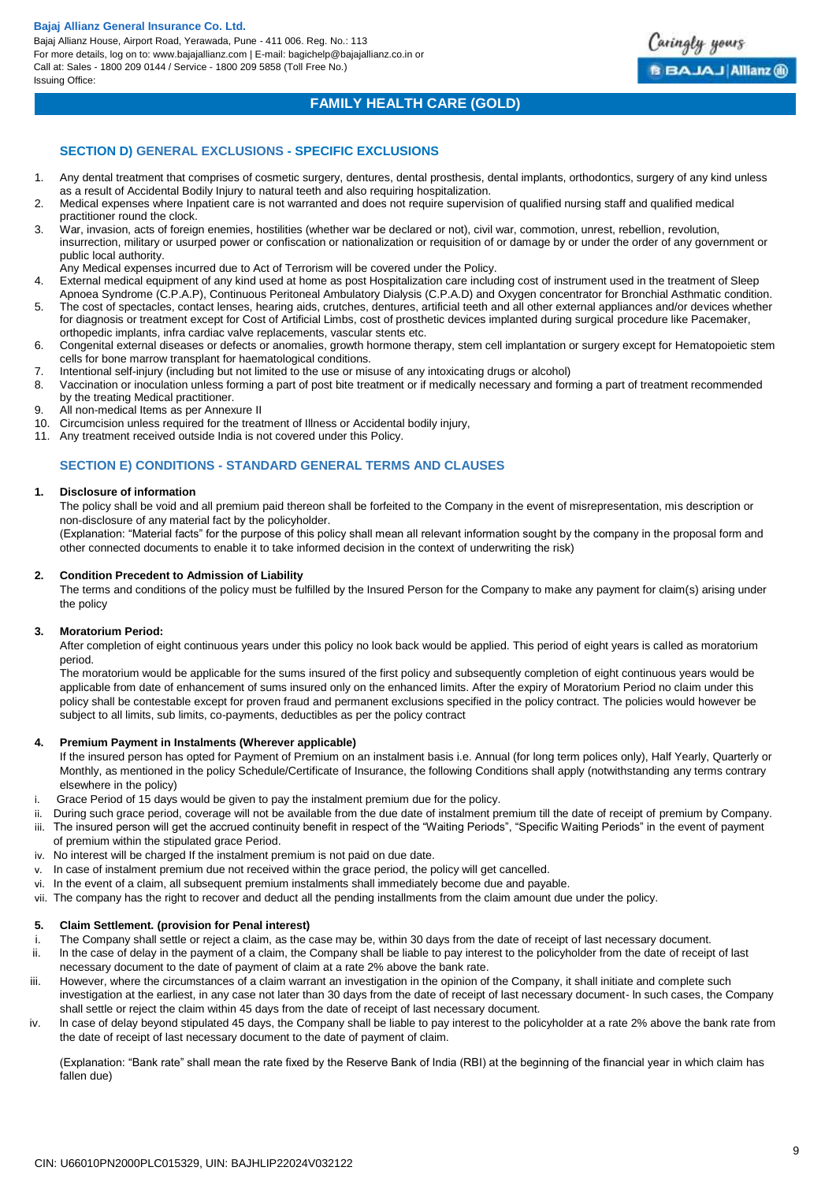## SECTION D) GENERAL EXCLUSIONS - SPECIFIC EXCLUSIONS

1. Any dental treatment that comprises of cosmetic surgery, dentures, dental prosthesis, dental implants, orthodontics, surgery of any kind unless as a result of Accidental Bodily Injury to natural teeth and also requiring hospitalization.
2. Medical expenses where Inpatient care is not warranted and does not require supervision of qualified nursing staff and qualified medical practitioner round the clock.
3. War, invasion, acts of foreign enemies, hostilities (whether war be declared or not), civil war, commotion, unrest, rebellion, revolution, insurrection, military or usurped power or confiscation or nationalization or requisition of or damage by or under the order of any government or public local authority.
   Any Medical expenses incurred due to Act of Terrorism will be covered under the Policy.
4. External medical equipment of any kind used at home as post Hospitalization care including cost of instrument used in the treatment of Sleep Apnoea Syndrome (C.P.A.P), Continuous Peritoneal Ambulatory Dialysis (C.P.A.D) and Oxygen concentrator for Bronchial Asthmatic condition.
5. The cost of spectacles, contact lenses, hearing aids, crutches, dentures, artificial teeth and all other external appliances and/or devices whether for diagnosis or treatment except for Cost of Artificial Limbs, cost of prosthetic devices implanted during surgical procedure like Pacemaker, orthopedic implants, infra cardiac valve replacements, vascular stents etc.
6. Congenital external diseases or defects or anomalies, growth hormone therapy, stem cell implantation or surgery except for Hematopoietic stem cells for bone marrow transplant for haematological conditions.
7. Intentional self-injury (including but not limited to the use or misuse of any intoxicating drugs or alcohol)
8. Vaccination or inoculation unless forming a part of post bite treatment or if medically necessary and forming a part of treatment recommended by the treating Medical practitioner.
9. All non-medical Items as per Annexure II
10. Circumcision unless required for the treatment of Illness or Accidental bodily injury,
11. Any treatment received outside India is not covered under this Policy.

## SECTION E) CONDITIONS - STANDARD GENERAL TERMS AND CLAUSES

**1. Disclosure of information**

The policy shall be void and all premium paid thereon shall be forfeited to the Company in the event of misrepresentation, mis description or non-disclosure of any material fact by the policyholder.

(Explanation: "Material facts" for the purpose of this policy shall mean all relevant information sought by the company in the proposal form and other connected documents to enable it to take informed decision in the context of underwriting the risk)

**2. Condition Precedent to Admission of Liability**

The terms and conditions of the policy must be fulfilled by the Insured Person for the Company to make any payment for claim(s) arising under the policy

**3. Moratorium Period:**

After completion of eight continuous years under this policy no look back would be applied. This period of eight years is called as moratorium period.

The moratorium would be applicable for the sums insured of the first policy and subsequently completion of eight continuous years would be applicable from date of enhancement of sums insured only on the enhanced limits. After the expiry of Moratorium Period no claim under this policy shall be contestable except for proven fraud and permanent exclusions specified in the policy contract. The policies would however be subject to all limits, sub limits, co-payments, deductibles as per the policy contract

**4. Premium Payment in Instalments (Wherever applicable)**

If the insured person has opted for Payment of Premium on an instalment basis i.e. Annual (for long term polices only), Half Yearly, Quarterly or Monthly, as mentioned in the policy Schedule/Certificate of Insurance, the following Conditions shall apply (notwithstanding any terms contrary elsewhere in the policy)

i. Grace Period of 15 days would be given to pay the instalment premium due for the policy.
ii. During such grace period, coverage will not be available from the due date of instalment premium till the date of receipt of premium by Company.
iii. The insured person will get the accrued continuity benefit in respect of the "Waiting Periods", "Specific Waiting Periods" in the event of payment of premium within the stipulated grace Period.
iv. No interest will be charged If the instalment premium is not paid on due date.
v. In case of instalment premium due not received within the grace period, the policy will get cancelled.
vi. In the event of a claim, all subsequent premium instalments shall immediately become due and payable.
vii. The company has the right to recover and deduct all the pending installments from the claim amount due under the policy.

**5. Claim Settlement. (provision for Penal interest)**

i. The Company shall settle or reject a claim, as the case may be, within 30 days from the date of receipt of last necessary document.
ii. In the case of delay in the payment of a claim, the Company shall be liable to pay interest to the policyholder from the date of receipt of last necessary document to the date of payment of claim at a rate 2% above the bank rate.
iii. However, where the circumstances of a claim warrant an investigation in the opinion of the Company, it shall initiate and complete such investigation at the earliest, in any case not later than 30 days from the date of receipt of last necessary document- In such cases, the Company shall settle or reject the claim within 45 days from the date of receipt of last necessary document.
iv. In case of delay beyond stipulated 45 days, the Company shall be liable to pay interest to the policyholder at a rate 2% above the bank rate from the date of receipt of last necessary document to the date of payment of claim.

(Explanation: "Bank rate" shall mean the rate fixed by the Reserve Bank of India (RBI) at the beginning of the financial year in which claim has fallen due)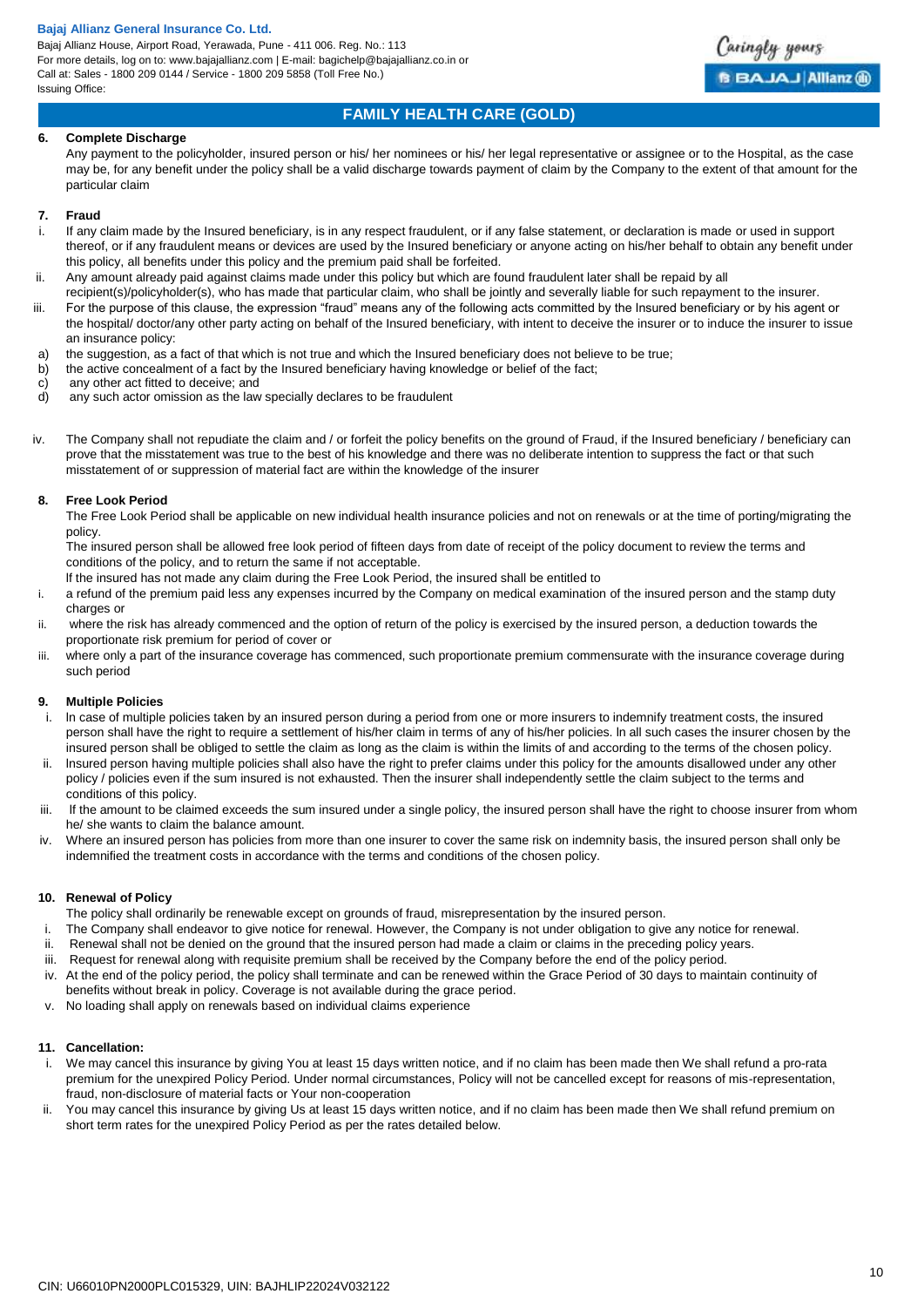## FAMILY HEALTH CARE (GOLD)

**6. Complete Discharge**

Any payment to the policyholder, insured person or his/ her nominees or his/ her legal representative or assignee or to the Hospital, as the case may be, for any benefit under the policy shall be a valid discharge towards payment of claim by the Company to the extent of that amount for the particular claim

**7. Fraud**

i. If any claim made by the Insured beneficiary, is in any respect fraudulent, or if any false statement, or declaration is made or used in support thereof, or if any fraudulent means or devices are used by the Insured beneficiary or anyone acting on his/her behalf to obtain any benefit under this policy, all benefits under this policy and the premium paid shall be forfeited.

ii. Any amount already paid against claims made under this policy but which are found fraudulent later shall be repaid by all recipient(s)/policyholder(s), who has made that particular claim, who shall be jointly and severally liable for such repayment to the insurer.

iii. For the purpose of this clause, the expression "fraud" means any of the following acts committed by the Insured beneficiary or by his agent or the hospital/ doctor/any other party acting on behalf of the Insured beneficiary, with intent to deceive the insurer or to induce the insurer to issue an insurance policy:

a) the suggestion, as a fact of that which is not true and which the Insured beneficiary does not believe to be true;
b) the active concealment of a fact by the Insured beneficiary having knowledge or belief of the fact;
c) any other act fitted to deceive; and
d) any such actor omission as the law specially declares to be fraudulent

iv. The Company shall not repudiate the claim and / or forfeit the policy benefits on the ground of Fraud, if the Insured beneficiary / beneficiary can prove that the misstatement was true to the best of his knowledge and there was no deliberate intention to suppress the fact or that such misstatement of or suppression of material fact are within the knowledge of the insurer

**8. Free Look Period**

The Free Look Period shall be applicable on new individual health insurance policies and not on renewals or at the time of porting/migrating the policy.

The insured person shall be allowed free look period of fifteen days from date of receipt of the policy document to review the terms and conditions of the policy, and to return the same if not acceptable.

If the insured has not made any claim during the Free Look Period, the insured shall be entitled to

i. a refund of the premium paid less any expenses incurred by the Company on medical examination of the insured person and the stamp duty charges or
ii. where the risk has already commenced and the option of return of the policy is exercised by the insured person, a deduction towards the proportionate risk premium for period of cover or
iii. where only a part of the insurance coverage has commenced, such proportionate premium commensurate with the insurance coverage during such period

**9. Multiple Policies**

i. In case of multiple policies taken by an insured person during a period from one or more insurers to indemnify treatment costs, the insured person shall have the right to require a settlement of his/her claim in terms of any of his/her policies. In all such cases the insurer chosen by the insured person shall be obliged to settle the claim as long as the claim is within the limits of and according to the terms of the chosen policy.
ii. Insured person having multiple policies shall also have the right to prefer claims under this policy for the amounts disallowed under any other policy / policies even if the sum insured is not exhausted. Then the insurer shall independently settle the claim subject to the terms and conditions of this policy.
iii. If the amount to be claimed exceeds the sum insured under a single policy, the insured person shall have the right to choose insurer from whom he/ she wants to claim the balance amount.
iv. Where an insured person has policies from more than one insurer to cover the same risk on indemnity basis, the insured person shall only be indemnified the treatment costs in accordance with the terms and conditions of the chosen policy.

**10. Renewal of Policy**

The policy shall ordinarily be renewable except on grounds of fraud, misrepresentation by the insured person.

i. The Company shall endeavor to give notice for renewal. However, the Company is not under obligation to give any notice for renewal.
ii. Renewal shall not be denied on the ground that the insured person had made a claim or claims in the preceding policy years.
iii. Request for renewal along with requisite premium shall be received by the Company before the end of the policy period.
iv. At the end of the policy period, the policy shall terminate and can be renewed within the Grace Period of 30 days to maintain continuity of benefits without break in policy. Coverage is not available during the grace period.
v. No loading shall apply on renewals based on individual claims experience

**11. Cancellation:**

i. We may cancel this insurance by giving You at least 15 days written notice, and if no claim has been made then We shall refund a pro-rata premium for the unexpired Policy Period. Under normal circumstances, Policy will not be cancelled except for reasons of mis-representation, fraud, non-disclosure of material facts or Your non-cooperation
ii. You may cancel this insurance by giving Us at least 15 days written notice, and if no claim has been made then We shall refund premium on short term rates for the unexpired Policy Period as per the rates detailed below.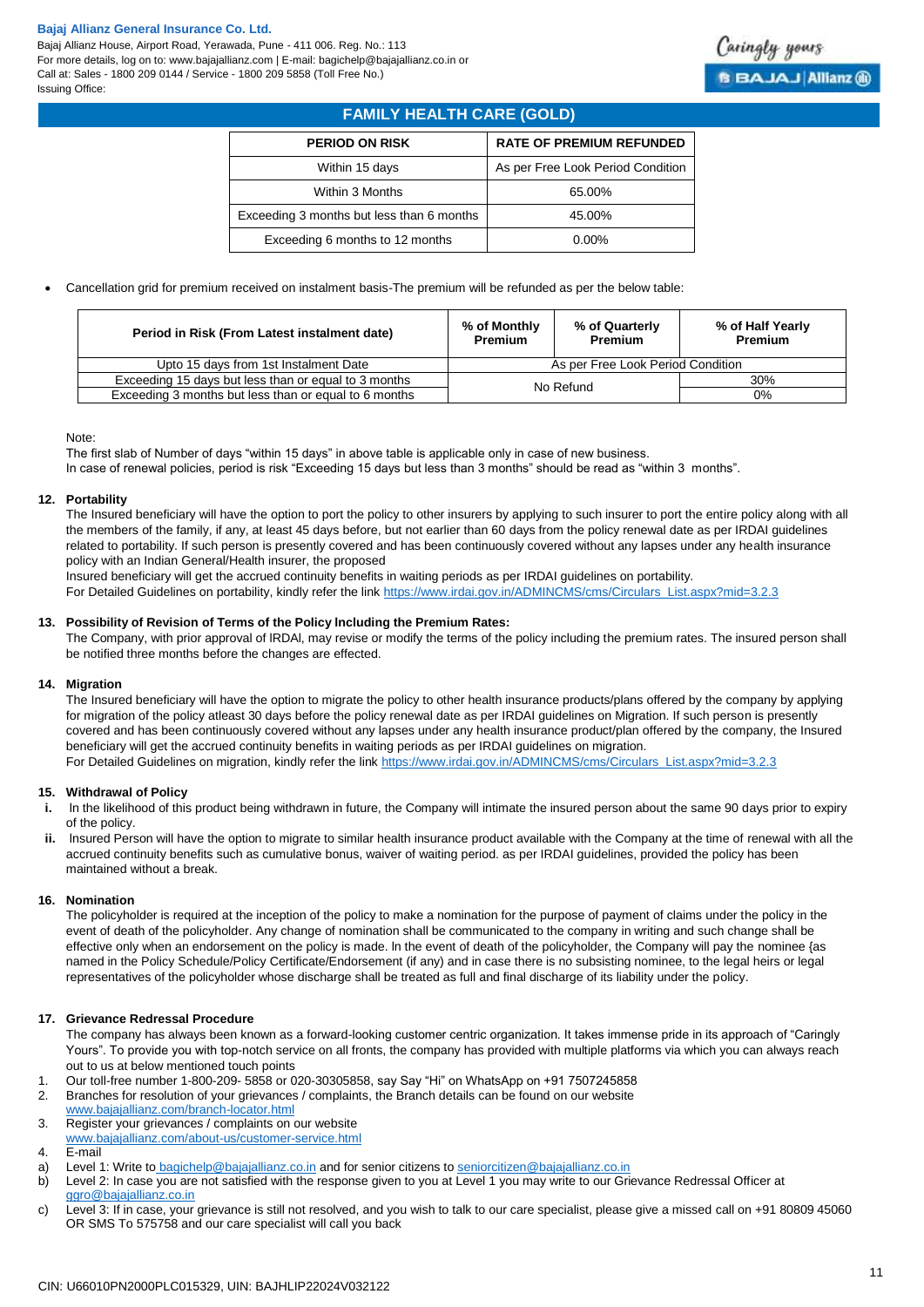## FAMILY HEALTH CARE (GOLD)

| PERIOD ON RISK | RATE OF PREMIUM REFUNDED |
|---|---|
| Within 15 days | As per Free Look Period Condition |
| Within 3 Months | 65.00% |
| Exceeding 3 months but less than 6 months | 45.00% |
| Exceeding 6 months to 12 months | 0.00% |

- Cancellation grid for premium received on instalment basis-The premium will be refunded as per the below table:

| Period in Risk (From Latest instalment date) | % of Monthly Premium | % of Quarterly Premium | % of Half Yearly Premium |
|---|---|---|---|
| Upto 15 days from 1st Instalment Date | As per Free Look Period Condition | | |
| Exceeding 15 days but less than or equal to 3 months | No Refund | | 30% |
| Exceeding 3 months but less than or equal to 6 months | | | 0% |

Note:
The first slab of Number of days "within 15 days" in above table is applicable only in case of new business.
In case of renewal policies, period is risk "Exceeding 15 days but less than 3 months" should be read as "within 3 months".

**12. Portability**

The Insured beneficiary will have the option to port the policy to other insurers by applying to such insurer to port the entire policy along with all the members of the family, if any, at least 45 days before, but not earlier than 60 days from the policy renewal date as per IRDAI guidelines related to portability. If such person is presently covered and has been continuously covered without any lapses under any health insurance policy with an Indian General/Health insurer, the proposed
Insured beneficiary will get the accrued continuity benefits in waiting periods as per IRDAI guidelines on portability.
For Detailed Guidelines on portability, kindly refer the link https://www.irdai.gov.in/ADMINCMS/cms/Circulars_List.aspx?mid=3.2.3

**13. Possibility of Revision of Terms of the Policy Including the Premium Rates:**

The Company, with prior approval of lRDAl, may revise or modify the terms of the policy including the premium rates. The insured person shall be notified three months before the changes are effected.

**14. Migration**

The Insured beneficiary will have the option to migrate the policy to other health insurance products/plans offered by the company by applying for migration of the policy atleast 30 days before the policy renewal date as per IRDAI guidelines on Migration. If such person is presently covered and has been continuously covered without any lapses under any health insurance product/plan offered by the company, the Insured beneficiary will get the accrued continuity benefits in waiting periods as per IRDAI guidelines on migration.
For Detailed Guidelines on migration, kindly refer the link https://www.irdai.gov.in/ADMINCMS/cms/Circulars_List.aspx?mid=3.2.3

**15. Withdrawal of Policy**

i. In the likelihood of this product being withdrawn in future, the Company will intimate the insured person about the same 90 days prior to expiry of the policy.

ii. Insured Person will have the option to migrate to similar health insurance product available with the Company at the time of renewal with all the accrued continuity benefits such as cumulative bonus, waiver of waiting period. as per IRDAI guidelines, provided the policy has been maintained without a break.

**16. Nomination**

The policyholder is required at the inception of the policy to make a nomination for the purpose of payment of claims under the policy in the event of death of the policyholder. Any change of nomination shall be communicated to the company in writing and such change shall be effective only when an endorsement on the policy is made. ln the event of death of the policyholder, the Company will pay the nominee {as named in the Policy Schedule/Policy Certificate/Endorsement (if any) and in case there is no subsisting nominee, to the legal heirs or legal representatives of the policyholder whose discharge shall be treated as full and final discharge of its liability under the policy.

**17. Grievance Redressal Procedure**

The company has always been known as a forward-looking customer centric organization. It takes immense pride in its approach of "Caringly Yours". To provide you with top-notch service on all fronts, the company has provided with multiple platforms via which you can always reach out to us at below mentioned touch points

1. Our toll-free number 1-800-209- 5858 or 020-30305858, say Say "Hi" on WhatsApp on +91 7507245858
2. Branches for resolution of your grievances / complaints, the Branch details can be found on our website www.bajajallianz.com/branch-locator.html
3. Register your grievances / complaints on our website www.bajajallianz.com/about-us/customer-service.html
4. E-mail

a) Level 1: Write to bagichelp@bajajallianz.co.in and for senior citizens to seniorcitizen@bajajallianz.co.in

b) Level 2: In case you are not satisfied with the response given to you at Level 1 you may write to our Grievance Redressal Officer at ggro@bajajallianz.co.in

c) Level 3: If in case, your grievance is still not resolved, and you wish to talk to our care specialist, please give a missed call on +91 80809 45060 OR SMS To 575758 and our care specialist will call you back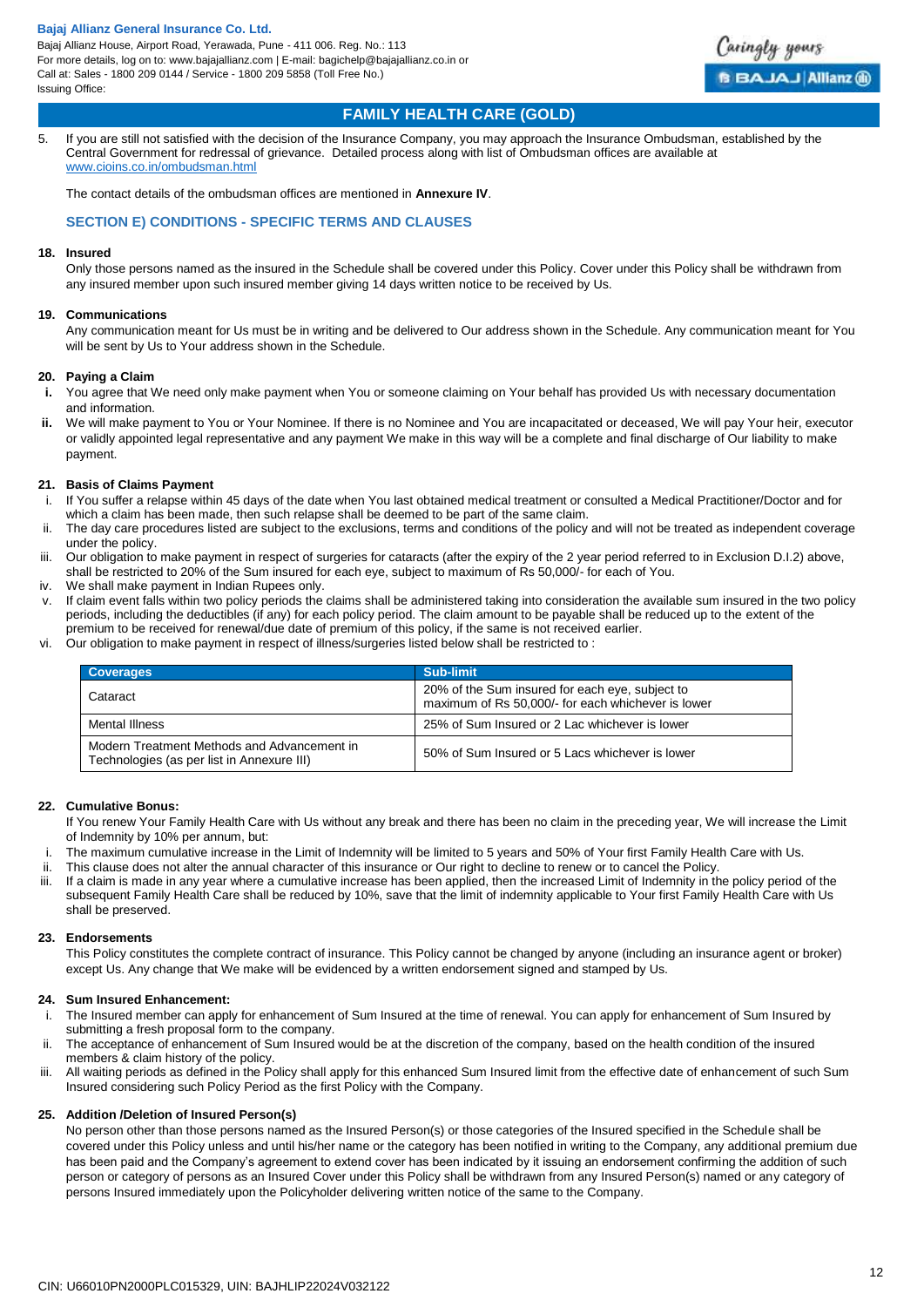5. If you are still not satisfied with the decision of the Insurance Company, you may approach the Insurance Ombudsman, established by the Central Government for redressal of grievance. Detailed process along with list of Ombudsman offices are available at www.cioins.co.in/ombudsman.html

   The contact details of the ombudsman offices are mentioned in **Annexure IV**.

## SECTION E) CONDITIONS - SPECIFIC TERMS AND CLAUSES

**18. Insured**

Only those persons named as the insured in the Schedule shall be covered under this Policy. Cover under this Policy shall be withdrawn from any insured member upon such insured member giving 14 days written notice to be received by Us.

**19. Communications**

Any communication meant for Us must be in writing and be delivered to Our address shown in the Schedule. Any communication meant for You will be sent by Us to Your address shown in the Schedule.

**20. Paying a Claim**

- **i.** You agree that We need only make payment when You or someone claiming on Your behalf has provided Us with necessary documentation and information.
- **ii.** We will make payment to You or Your Nominee. If there is no Nominee and You are incapacitated or deceased, We will pay Your heir, executor or validly appointed legal representative and any payment We make in this way will be a complete and final discharge of Our liability to make payment.

**21. Basis of Claims Payment**

- i. If You suffer a relapse within 45 days of the date when You last obtained medical treatment or consulted a Medical Practitioner/Doctor and for which a claim has been made, then such relapse shall be deemed to be part of the same claim.
- ii. The day care procedures listed are subject to the exclusions, terms and conditions of the policy and will not be treated as independent coverage under the policy.
- iii. Our obligation to make payment in respect of surgeries for cataracts (after the expiry of the 2 year period referred to in Exclusion D.I.2) above, shall be restricted to 20% of the Sum insured for each eye, subject to maximum of Rs 50,000/- for each of You.
- iv. We shall make payment in Indian Rupees only.
- v. If claim event falls within two policy periods the claims shall be administered taking into consideration the available sum insured in the two policy periods, including the deductibles (if any) for each policy period. The claim amount to be payable shall be reduced up to the extent of the premium to be received for renewal/due date of premium of this policy, if the same is not received earlier.
- vi. Our obligation to make payment in respect of illness/surgeries listed below shall be restricted to :

| Coverages | Sub-limit |
|---|---|
| Cataract | 20% of the Sum insured for each eye, subject to maximum of Rs 50,000/- for each whichever is lower |
| Mental Illness | 25% of Sum Insured or 2 Lac whichever is lower |
| Modern Treatment Methods and Advancement in Technologies (as per list in Annexure III) | 50% of Sum Insured or 5 Lacs whichever is lower |

**22. Cumulative Bonus:**

If You renew Your Family Health Care with Us without any break and there has been no claim in the preceding year, We will increase the Limit of Indemnity by 10% per annum, but:

- i. The maximum cumulative increase in the Limit of Indemnity will be limited to 5 years and 50% of Your first Family Health Care with Us.
- ii. This clause does not alter the annual character of this insurance or Our right to decline to renew or to cancel the Policy.
- iii. If a claim is made in any year where a cumulative increase has been applied, then the increased Limit of Indemnity in the policy period of the subsequent Family Health Care shall be reduced by 10%, save that the limit of indemnity applicable to Your first Family Health Care with Us shall be preserved.

**23. Endorsements**

This Policy constitutes the complete contract of insurance. This Policy cannot be changed by anyone (including an insurance agent or broker) except Us. Any change that We make will be evidenced by a written endorsement signed and stamped by Us.

**24. Sum Insured Enhancement:**

- i. The Insured member can apply for enhancement of Sum Insured at the time of renewal. You can apply for enhancement of Sum Insured by submitting a fresh proposal form to the company.
- ii. The acceptance of enhancement of Sum Insured would be at the discretion of the company, based on the health condition of the insured members & claim history of the policy.
- iii. All waiting periods as defined in the Policy shall apply for this enhanced Sum Insured limit from the effective date of enhancement of such Sum Insured considering such Policy Period as the first Policy with the Company.

**25. Addition /Deletion of Insured Person(s)**

No person other than those persons named as the Insured Person(s) or those categories of the Insured specified in the Schedule shall be covered under this Policy unless and until his/her name or the category has been notified in writing to the Company, any additional premium due has been paid and the Company's agreement to extend cover has been indicated by it issuing an endorsement confirming the addition of such person or category of persons as an Insured Cover under this Policy shall be withdrawn from any Insured Person(s) named or any category of persons Insured immediately upon the Policyholder delivering written notice of the same to the Company.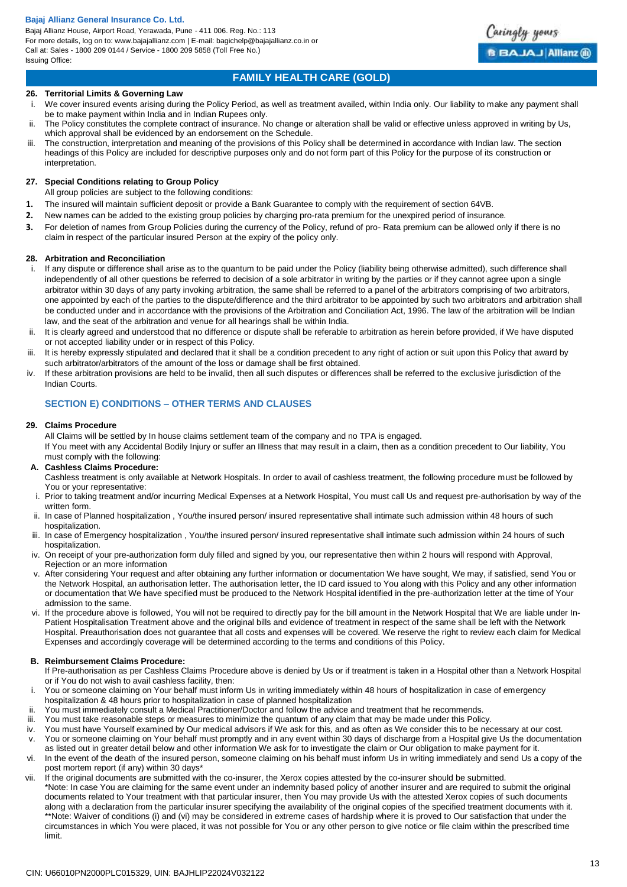## FAMILY HEALTH CARE (GOLD)

**26. Territorial Limits & Governing Law**

i. We cover insured events arising during the Policy Period, as well as treatment availed, within India only. Our liability to make any payment shall be to make payment within India and in Indian Rupees only.

ii. The Policy constitutes the complete contract of insurance. No change or alteration shall be valid or effective unless approved in writing by Us, which approval shall be evidenced by an endorsement on the Schedule.

iii. The construction, interpretation and meaning of the provisions of this Policy shall be determined in accordance with Indian law. The section headings of this Policy are included for descriptive purposes only and do not form part of this Policy for the purpose of its construction or interpretation.

**27. Special Conditions relating to Group Policy**

All group policies are subject to the following conditions:

**1.** The insured will maintain sufficient deposit or provide a Bank Guarantee to comply with the requirement of section 64VB.

**2.** New names can be added to the existing group policies by charging pro-rata premium for the unexpired period of insurance.

**3.** For deletion of names from Group Policies during the currency of the Policy, refund of pro- Rata premium can be allowed only if there is no claim in respect of the particular insured Person at the expiry of the policy only.

**28. Arbitration and Reconciliation**

i. If any dispute or difference shall arise as to the quantum to be paid under the Policy (liability being otherwise admitted), such difference shall independently of all other questions be referred to decision of a sole arbitrator in writing by the parties or if they cannot agree upon a single arbitrator within 30 days of any party invoking arbitration, the same shall be referred to a panel of the arbitrators comprising of two arbitrators, one appointed by each of the parties to the dispute/difference and the third arbitrator to be appointed by such two arbitrators and arbitration shall be conducted under and in accordance with the provisions of the Arbitration and Conciliation Act, 1996. The law of the arbitration will be Indian law, and the seat of the arbitration and venue for all hearings shall be within India.

ii. It is clearly agreed and understood that no difference or dispute shall be referable to arbitration as herein before provided, if We have disputed or not accepted liability under or in respect of this Policy.

iii. It is hereby expressly stipulated and declared that it shall be a condition precedent to any right of action or suit upon this Policy that award by such arbitrator/arbitrators of the amount of the loss or damage shall be first obtained.

iv. If these arbitration provisions are held to be invalid, then all such disputes or differences shall be referred to the exclusive jurisdiction of the Indian Courts.

### SECTION E) CONDITIONS – OTHER TERMS AND CLAUSES

**29. Claims Procedure**

All Claims will be settled by In house claims settlement team of the company and no TPA is engaged.

If You meet with any Accidental Bodily Injury or suffer an Illness that may result in a claim, then as a condition precedent to Our liability, You must comply with the following:

**A. Cashless Claims Procedure:**

Cashless treatment is only available at Network Hospitals. In order to avail of cashless treatment, the following procedure must be followed by You or your representative:

i. Prior to taking treatment and/or incurring Medical Expenses at a Network Hospital, You must call Us and request pre-authorisation by way of the written form.

ii. In case of Planned hospitalization , You/the insured person/ insured representative shall intimate such admission within 48 hours of such hospitalization.

iii. In case of Emergency hospitalization , You/the insured person/ insured representative shall intimate such admission within 24 hours of such hospitalization.

iv. On receipt of your pre-authorization form duly filled and signed by you, our representative then within 2 hours will respond with Approval, Rejection or an more information

v. After considering Your request and after obtaining any further information or documentation We have sought, We may, if satisfied, send You or the Network Hospital, an authorisation letter. The authorisation letter, the ID card issued to You along with this Policy and any other information or documentation that We have specified must be produced to the Network Hospital identified in the pre-authorization letter at the time of Your admission to the same.

vi. If the procedure above is followed, You will not be required to directly pay for the bill amount in the Network Hospital that We are liable under In-Patient Hospitalisation Treatment above and the original bills and evidence of treatment in respect of the same shall be left with the Network Hospital. Preauthorisation does not guarantee that all costs and expenses will be covered. We reserve the right to review each claim for Medical Expenses and accordingly coverage will be determined according to the terms and conditions of this Policy.

**B. Reimbursement Claims Procedure:**

If Pre-authorisation as per Cashless Claims Procedure above is denied by Us or if treatment is taken in a Hospital other than a Network Hospital or if You do not wish to avail cashless facility, then:

i. You or someone claiming on Your behalf must inform Us in writing immediately within 48 hours of hospitalization in case of emergency hospitalization & 48 hours prior to hospitalization in case of planned hospitalization

ii. You must immediately consult a Medical Practitioner/Doctor and follow the advice and treatment that he recommends.

iii. You must take reasonable steps or measures to minimize the quantum of any claim that may be made under this Policy.

iv. You must have Yourself examined by Our medical advisors if We ask for this, and as often as We consider this to be necessary at our cost.

v. You or someone claiming on Your behalf must promptly and in any event within 30 days of discharge from a Hospital give Us the documentation as listed out in greater detail below and other information We ask for to investigate the claim or Our obligation to make payment for it.

vi. In the event of the death of the insured person, someone claiming on his behalf must inform Us in writing immediately and send Us a copy of the post mortem report (if any) within 30 days*

vii. If the original documents are submitted with the co-insurer, the Xerox copies attested by the co-insurer should be submitted.

*Note: In case You are claiming for the same event under an indemnity based policy of another insurer and are required to submit the original documents related to Your treatment with that particular insurer, then You may provide Us with the attested Xerox copies of such documents along with a declaration from the particular insurer specifying the availability of the original copies of the specified treatment documents with it.

**Note: Waiver of conditions (i) and (vi) may be considered in extreme cases of hardship where it is proved to Our satisfaction that under the circumstances in which You were placed, it was not possible for You or any other person to give notice or file claim within the prescribed time limit.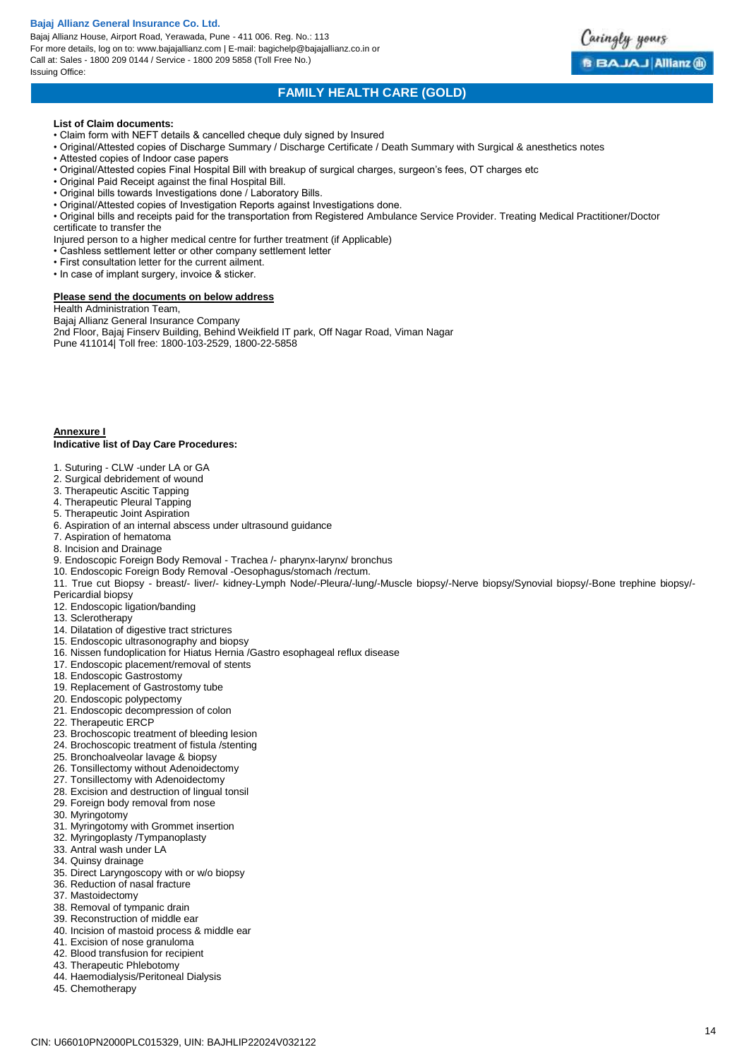**List of Claim documents:**

- Claim form with NEFT details & cancelled cheque duly signed by Insured
- Original/Attested copies of Discharge Summary / Discharge Certificate / Death Summary with Surgical & anesthetics notes
- Attested copies of Indoor case papers
- Original/Attested copies Final Hospital Bill with breakup of surgical charges, surgeon's fees, OT charges etc
- Original Paid Receipt against the final Hospital Bill.
- Original bills towards Investigations done / Laboratory Bills.
- Original/Attested copies of Investigation Reports against Investigations done.
- Original bills and receipts paid for the transportation from Registered Ambulance Service Provider. Treating Medical Practitioner/Doctor certificate to transfer the Injured person to a higher medical centre for further treatment (if Applicable)
- Cashless settlement letter or other company settlement letter
- First consultation letter for the current ailment.
- In case of implant surgery, invoice & sticker.

**Please send the documents on below address**

Health Administration Team,
Bajaj Allianz General Insurance Company
2nd Floor, Bajaj Finserv Building, Behind Weikfield IT park, Off Nagar Road, Viman Nagar
Pune 411014| Toll free: 1800-103-2529, 1800-22-5858

**Annexure I**

**Indicative list of Day Care Procedures:**

1. Suturing - CLW -under LA or GA
2. Surgical debridement of wound
3. Therapeutic Ascitic Tapping
4. Therapeutic Pleural Tapping
5. Therapeutic Joint Aspiration
6. Aspiration of an internal abscess under ultrasound guidance
7. Aspiration of hematoma
8. Incision and Drainage
9. Endoscopic Foreign Body Removal - Trachea /- pharynx-larynx/ bronchus
10. Endoscopic Foreign Body Removal -Oesophagus/stomach /rectum.
11. True cut Biopsy - breast/- liver/- kidney-Lymph Node/-Pleura/-lung/-Muscle biopsy/-Nerve biopsy/Synovial biopsy/-Bone trephine biopsy/-Pericardial biopsy
12. Endoscopic ligation/banding
13. Sclerotherapy
14. Dilatation of digestive tract strictures
15. Endoscopic ultrasonography and biopsy
16. Nissen fundoplication for Hiatus Hernia /Gastro esophageal reflux disease
17. Endoscopic placement/removal of stents
18. Endoscopic Gastrostomy
19. Replacement of Gastrostomy tube
20. Endoscopic polypectomy
21. Endoscopic decompression of colon
22. Therapeutic ERCP
23. Brochoscopic treatment of bleeding lesion
24. Brochoscopic treatment of fistula /stenting
25. Bronchoalveolar lavage & biopsy
26. Tonsillectomy without Adenoidectomy
27. Tonsillectomy with Adenoidectomy
28. Excision and destruction of lingual tonsil
29. Foreign body removal from nose
30. Myringotomy
31. Myringotomy with Grommet insertion
32. Myringoplasty /Tympanoplasty
33. Antral wash under LA
34. Quinsy drainage
35. Direct Laryngoscopy with or w/o biopsy
36. Reduction of nasal fracture
37. Mastoidectomy
38. Removal of tympanic drain
39. Reconstruction of middle ear
40. Incision of mastoid process & middle ear
41. Excision of nose granuloma
42. Blood transfusion for recipient
43. Therapeutic Phlebotomy
44. Haemodialysis/Peritoneal Dialysis
45. Chemotherapy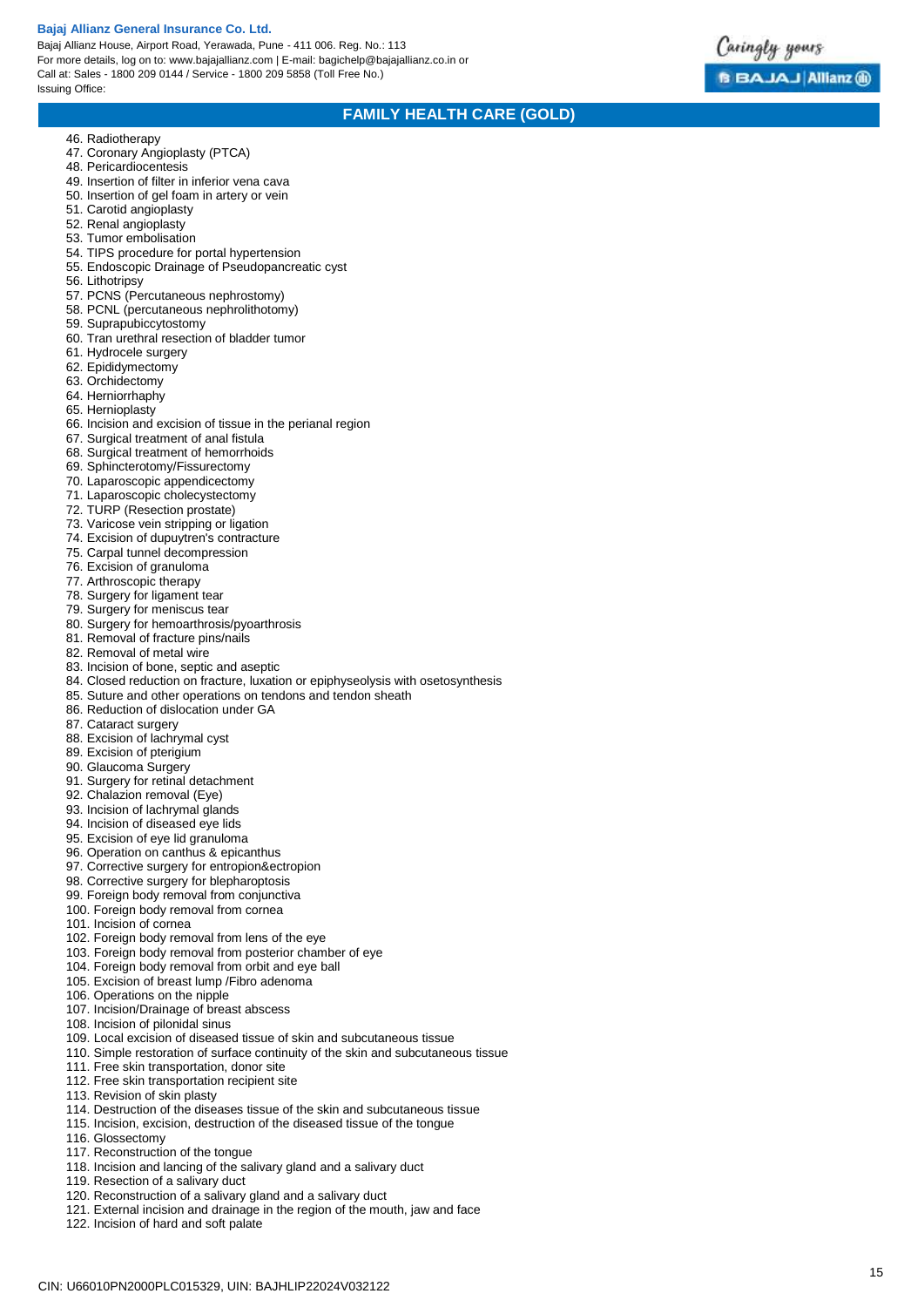46. Radiotherapy
47. Coronary Angioplasty (PTCA)
48. Pericardiocentesis
49. Insertion of filter in inferior vena cava
50. Insertion of gel foam in artery or vein
51. Carotid angioplasty
52. Renal angioplasty
53. Tumor embolisation
54. TIPS procedure for portal hypertension
55. Endoscopic Drainage of Pseudopancreatic cyst
56. Lithotripsy
57. PCNS (Percutaneous nephrostomy)
58. PCNL (percutaneous nephrolithotomy)
59. Suprapubiccytostomy
60. Tran urethral resection of bladder tumor
61. Hydrocele surgery
62. Epididymectomy
63. Orchidectomy
64. Herniorrhaphy
65. Hernioplasty
66. Incision and excision of tissue in the perianal region
67. Surgical treatment of anal fistula
68. Surgical treatment of hemorrhoids
69. Sphincterotomy/Fissurectomy
70. Laparoscopic appendicectomy
71. Laparoscopic cholecystectomy
72. TURP (Resection prostate)
73. Varicose vein stripping or ligation
74. Excision of dupuytren's contracture
75. Carpal tunnel decompression
76. Excision of granuloma
77. Arthroscopic therapy
78. Surgery for ligament tear
79. Surgery for meniscus tear
80. Surgery for hemoarthrosis/pyoarthrosis
81. Removal of fracture pins/nails
82. Removal of metal wire
83. Incision of bone, septic and aseptic
84. Closed reduction on fracture, luxation or epiphyseolysis with osetosynthesis
85. Suture and other operations on tendons and tendon sheath
86. Reduction of dislocation under GA
87. Cataract surgery
88. Excision of lachrymal cyst
89. Excision of pterigium
90. Glaucoma Surgery
91. Surgery for retinal detachment
92. Chalazion removal (Eye)
93. Incision of lachrymal glands
94. Incision of diseased eye lids
95. Excision of eye lid granuloma
96. Operation on canthus & epicanthus
97. Corrective surgery for entropion&ectropion
98. Corrective surgery for blepharoptosis
99. Foreign body removal from conjunctiva
100. Foreign body removal from cornea
101. Incision of cornea
102. Foreign body removal from lens of the eye
103. Foreign body removal from posterior chamber of eye
104. Foreign body removal from orbit and eye ball
105. Excision of breast lump /Fibro adenoma
106. Operations on the nipple
107. Incision/Drainage of breast abscess
108. Incision of pilonidal sinus
109. Local excision of diseased tissue of skin and subcutaneous tissue
110. Simple restoration of surface continuity of the skin and subcutaneous tissue
111. Free skin transportation, donor site
112. Free skin transportation recipient site
113. Revision of skin plasty
114. Destruction of the diseases tissue of the skin and subcutaneous tissue
115. Incision, excision, destruction of the diseased tissue of the tongue
116. Glossectomy
117. Reconstruction of the tongue
118. Incision and lancing of the salivary gland and a salivary duct
119. Resection of a salivary duct
120. Reconstruction of a salivary gland and a salivary duct
121. External incision and drainage in the region of the mouth, jaw and face
122. Incision of hard and soft palate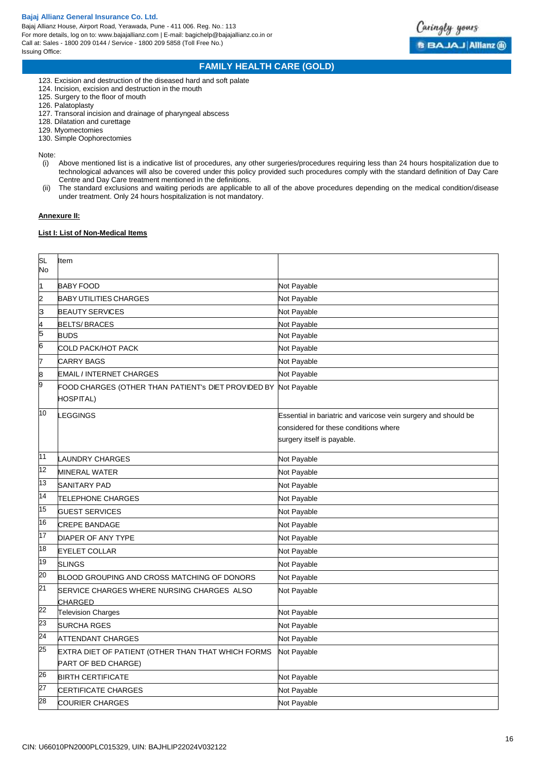123. Excision and destruction of the diseased hard and soft palate
124. Incision, excision and destruction in the mouth
125. Surgery to the floor of mouth
126. Palatoplasty
127. Transoral incision and drainage of pharyngeal abscess
128. Dilatation and curettage
129. Myomectomies
130. Simple Oophorectomies

Note:

(i) Above mentioned list is a indicative list of procedures, any other surgeries/procedures requiring less than 24 hours hospitalization due to technological advances will also be covered under this policy provided such procedures comply with the standard definition of Day Care Centre and Day Care treatment mentioned in the definitions.

(ii) The standard exclusions and waiting periods are applicable to all of the above procedures depending on the medical condition/disease under treatment. Only 24 hours hospitalization is not mandatory.

**Annexure II:**

**List I: List of Non-Medical Items**

| SL No | Item | |
|---|---|---|
| 1 | BABY FOOD | Not Payable |
| 2 | BABY UTILITIES CHARGES | Not Payable |
| 3 | BEAUTY SERVICES | Not Payable |
| 4 | BELTS/ BRACES | Not Payable |
| 5 | BUDS | Not Payable |
| 6 | COLD PACK/HOT PACK | Not Payable |
| 7 | CARRY BAGS | Not Payable |
| 8 | EMAIL / INTERNET CHARGES | Not Payable |
| 9 | FOOD CHARGES (OTHER THAN PATIENT's DIET PROVIDED BY HOSPITAL) | Not Payable |
| 10 | LEGGINGS | Essential in bariatric and varicose vein surgery and should be considered for these conditions where surgery itself is payable. |
| 11 | LAUNDRY CHARGES | Not Payable |
| 12 | MINERAL WATER | Not Payable |
| 13 | SANITARY PAD | Not Payable |
| 14 | TELEPHONE CHARGES | Not Payable |
| 15 | GUEST SERVICES | Not Payable |
| 16 | CREPE BANDAGE | Not Payable |
| 17 | DIAPER OF ANY TYPE | Not Payable |
| 18 | EYELET COLLAR | Not Payable |
| 19 | SLINGS | Not Payable |
| 20 | BLOOD GROUPING AND CROSS MATCHING OF DONORS | Not Payable |
| 21 | SERVICE CHARGES WHERE NURSING CHARGES ALSO CHARGED | Not Payable |
| 22 | Television Charges | Not Payable |
| 23 | SURCHA RGES | Not Payable |
| 24 | ATTENDANT CHARGES | Not Payable |
| 25 | EXTRA DIET OF PATIENT (OTHER THAN THAT WHICH FORMS PART OF BED CHARGE) | Not Payable |
| 26 | BIRTH CERTIFICATE | Not Payable |
| 27 | CERTIFICATE CHARGES | Not Payable |
| 28 | COURIER CHARGES | Not Payable |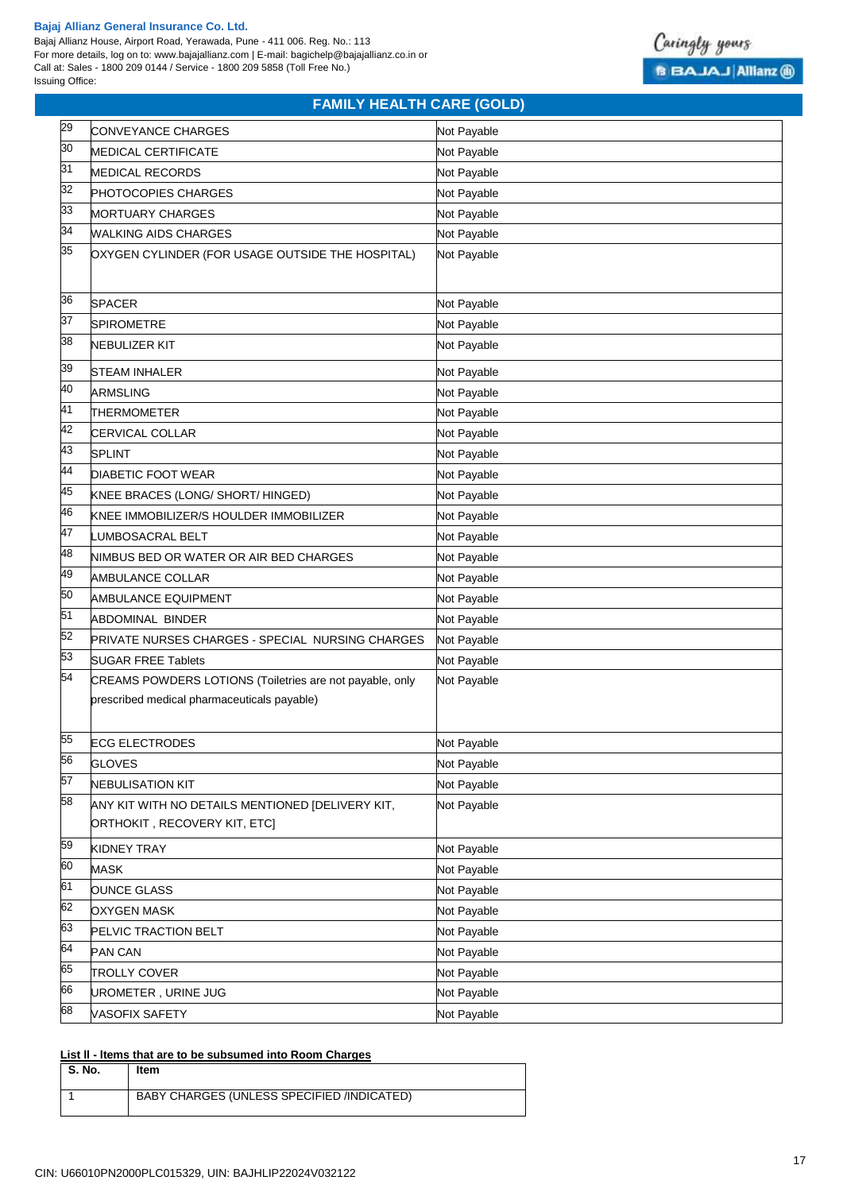## FAMILY HEALTH CARE (GOLD)

| | | |
|---|---|---|
| 29 | CONVEYANCE CHARGES | Not Payable |
| 30 | MEDICAL CERTIFICATE | Not Payable |
| 31 | MEDICAL RECORDS | Not Payable |
| 32 | PHOTOCOPIES CHARGES | Not Payable |
| 33 | MORTUARY CHARGES | Not Payable |
| 34 | WALKING AIDS CHARGES | Not Payable |
| 35 | OXYGEN CYLINDER (FOR USAGE OUTSIDE THE HOSPITAL) | Not Payable |
| 36 | SPACER | Not Payable |
| 37 | SPIROMETRE | Not Payable |
| 38 | NEBULIZER KIT | Not Payable |
| 39 | STEAM INHALER | Not Payable |
| 40 | ARMSLING | Not Payable |
| 41 | THERMOMETER | Not Payable |
| 42 | CERVICAL COLLAR | Not Payable |
| 43 | SPLINT | Not Payable |
| 44 | DIABETIC FOOT WEAR | Not Payable |
| 45 | KNEE BRACES (LONG/ SHORT/ HINGED) | Not Payable |
| 46 | KNEE IMMOBILIZER/S HOULDER IMMOBILIZER | Not Payable |
| 47 | LUMBOSACRAL BELT | Not Payable |
| 48 | NIMBUS BED OR WATER OR AIR BED CHARGES | Not Payable |
| 49 | AMBULANCE COLLAR | Not Payable |
| 50 | AMBULANCE EQUIPMENT | Not Payable |
| 51 | ABDOMINAL BINDER | Not Payable |
| 52 | PRIVATE NURSES CHARGES - SPECIAL NURSING CHARGES | Not Payable |
| 53 | SUGAR FREE Tablets | Not Payable |
| 54 | CREAMS POWDERS LOTIONS (Toiletries are not payable, only prescribed medical pharmaceuticals payable) | Not Payable |
| 55 | ECG ELECTRODES | Not Payable |
| 56 | GLOVES | Not Payable |
| 57 | NEBULISATION KIT | Not Payable |
| 58 | ANY KIT WITH NO DETAILS MENTIONED [DELIVERY KIT, ORTHOKIT , RECOVERY KIT, ETC] | Not Payable |
| 59 | KIDNEY TRAY | Not Payable |
| 60 | MASK | Not Payable |
| 61 | OUNCE GLASS | Not Payable |
| 62 | OXYGEN MASK | Not Payable |
| 63 | PELVIC TRACTION BELT | Not Payable |
| 64 | PAN CAN | Not Payable |
| 65 | TROLLY COVER | Not Payable |
| 66 | UROMETER , URINE JUG | Not Payable |
| 68 | VASOFIX SAFETY | Not Payable |

**List II - Items that are to be subsumed into Room Charges**

| S. No. | Item |
|---|---|
| 1 | BABY CHARGES (UNLESS SPECIFIED /INDICATED) |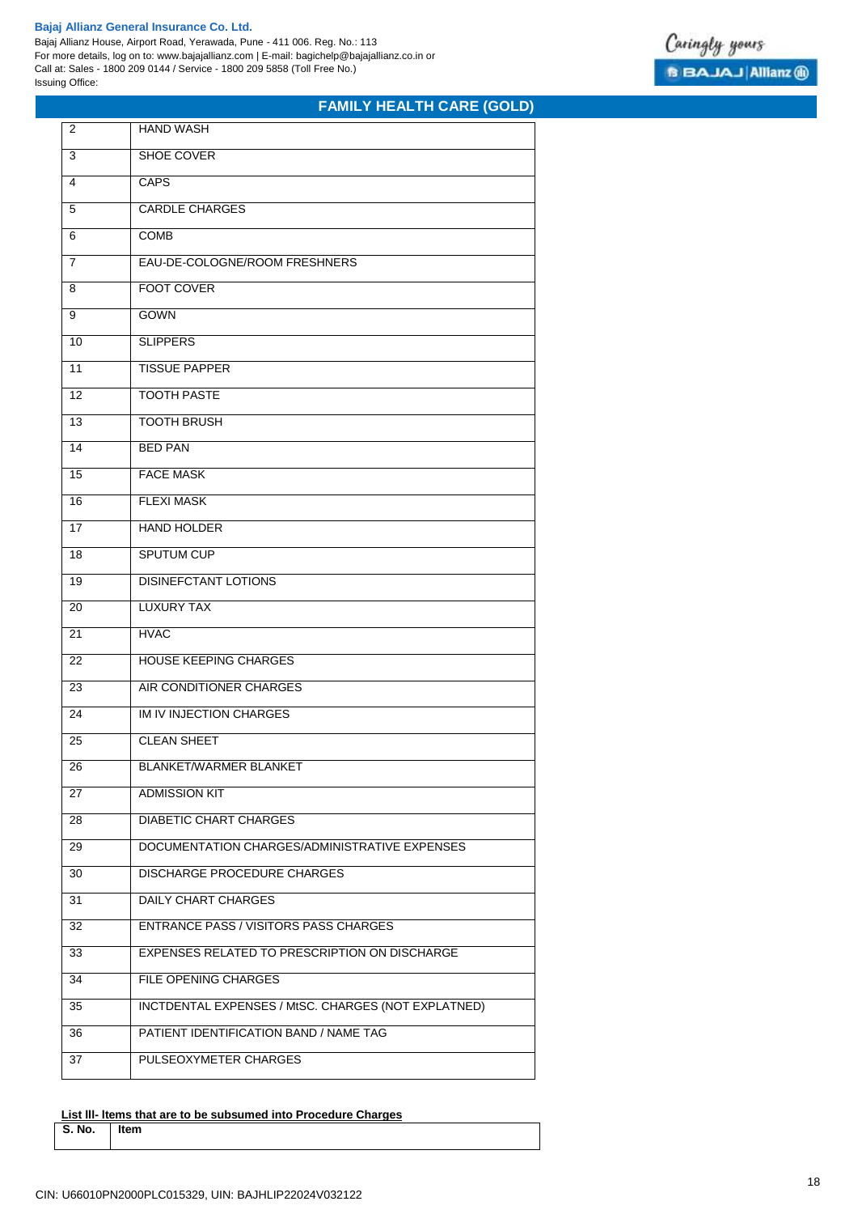## FAMILY HEALTH CARE (GOLD)

| | |
|---|---|
| 2 | HAND WASH |
| 3 | SHOE COVER |
| 4 | CAPS |
| 5 | CARDLE CHARGES |
| 6 | COMB |
| 7 | EAU-DE-COLOGNE/ROOM FRESHNERS |
| 8 | FOOT COVER |
| 9 | GOWN |
| 10 | SLIPPERS |
| 11 | TISSUE PAPPER |
| 12 | TOOTH PASTE |
| 13 | TOOTH BRUSH |
| 14 | BED PAN |
| 15 | FACE MASK |
| 16 | FLEXI MASK |
| 17 | HAND HOLDER |
| 18 | SPUTUM CUP |
| 19 | DISINEFCTANT LOTIONS |
| 20 | LUXURY TAX |
| 21 | HVAC |
| 22 | HOUSE KEEPING CHARGES |
| 23 | AIR CONDITIONER CHARGES |
| 24 | IM IV INJECTION CHARGES |
| 25 | CLEAN SHEET |
| 26 | BLANKET/WARMER BLANKET |
| 27 | ADMISSION KIT |
| 28 | DIABETIC CHART CHARGES |
| 29 | DOCUMENTATION CHARGES/ADMINISTRATIVE EXPENSES |
| 30 | DISCHARGE PROCEDURE CHARGES |
| 31 | DAILY CHART CHARGES |
| 32 | ENTRANCE PASS / VISITORS PASS CHARGES |
| 33 | EXPENSES RELATED TO PRESCRIPTION ON DISCHARGE |
| 34 | FILE OPENING CHARGES |
| 35 | INCTDENTAL EXPENSES / MtSC. CHARGES (NOT EXPLATNED) |
| 36 | PATIENT IDENTIFICATION BAND / NAME TAG |
| 37 | PULSEOXYMETER CHARGES |

**List III- Items that are to be subsumed into Procedure Charges**

| S. No. | Item |
|---|---|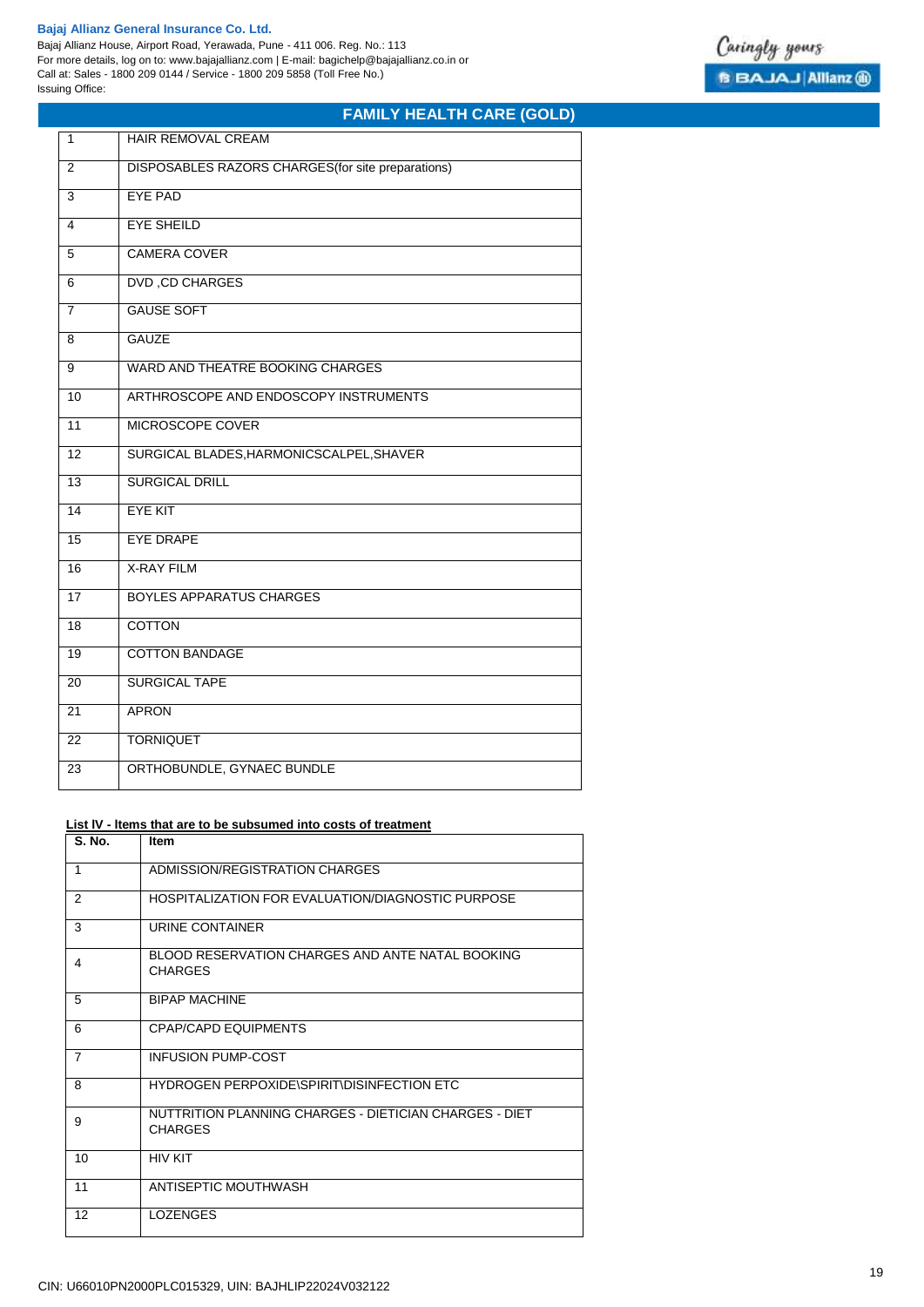## FAMILY HEALTH CARE (GOLD)

| | |
|---|---|
| 1 | HAIR REMOVAL CREAM |
| 2 | DISPOSABLES RAZORS CHARGES(for site preparations) |
| 3 | EYE PAD |
| 4 | EYE SHEILD |
| 5 | CAMERA COVER |
| 6 | DVD ,CD CHARGES |
| 7 | GAUSE SOFT |
| 8 | GAUZE |
| 9 | WARD AND THEATRE BOOKING CHARGES |
| 10 | ARTHROSCOPE AND ENDOSCOPY INSTRUMENTS |
| 11 | MICROSCOPE COVER |
| 12 | SURGICAL BLADES,HARMONICSCALPEL,SHAVER |
| 13 | SURGICAL DRILL |
| 14 | EYE KIT |
| 15 | EYE DRAPE |
| 16 | X-RAY FILM |
| 17 | BOYLES APPARATUS CHARGES |
| 18 | COTTON |
| 19 | COTTON BANDAGE |
| 20 | SURGICAL TAPE |
| 21 | APRON |
| 22 | TORNIQUET |
| 23 | ORTHOBUNDLE, GYNAEC BUNDLE |

**List IV - Items that are to be subsumed into costs of treatment**

| S. No. | Item |
|---|---|
| 1 | ADMISSION/REGISTRATION CHARGES |
| 2 | HOSPITALIZATION FOR EVALUATION/DIAGNOSTIC PURPOSE |
| 3 | URINE CONTAINER |
| 4 | BLOOD RESERVATION CHARGES AND ANTE NATAL BOOKING CHARGES |
| 5 | BIPAP MACHINE |
| 6 | CPAP/CAPD EQUIPMENTS |
| 7 | INFUSION PUMP-COST |
| 8 | HYDROGEN PERPOXIDE\SPIRIT\DISINFECTION ETC |
| 9 | NUTTRITION PLANNING CHARGES - DIETICIAN CHARGES - DIET CHARGES |
| 10 | HIV KIT |
| 11 | ANTISEPTIC MOUTHWASH |
| 12 | LOZENGES |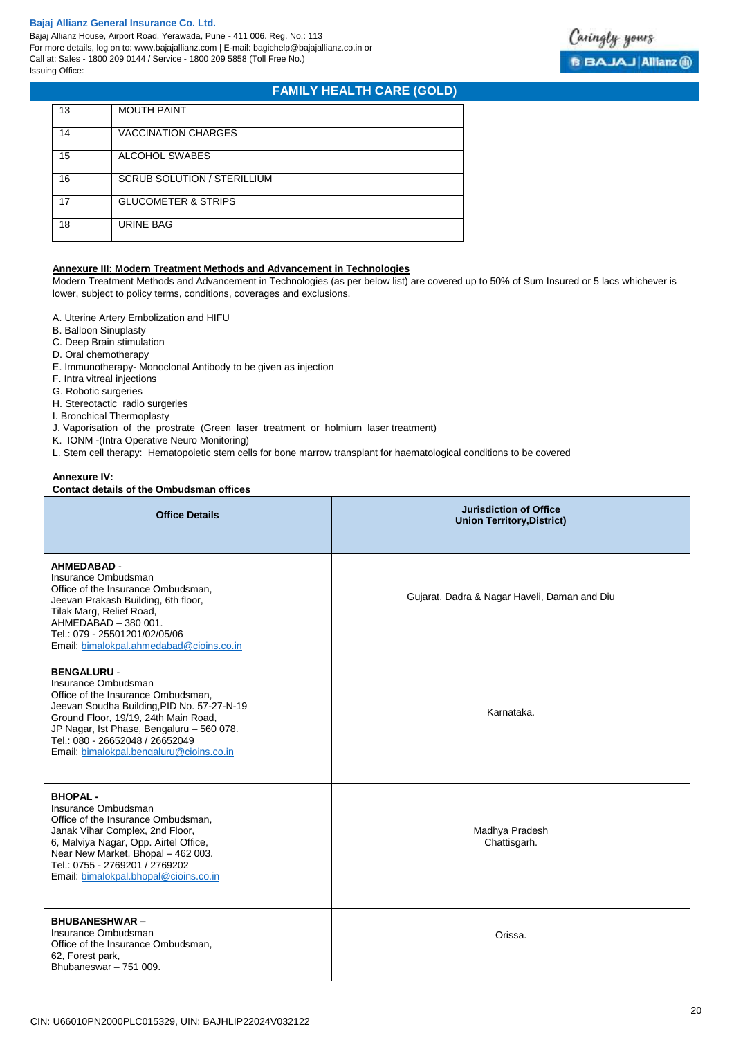| 13 | MOUTH PAINT |
|---|---|
| 14 | VACCINATION CHARGES |
| 15 | ALCOHOL SWABES |
| 16 | SCRUB SOLUTION / STERILLIUM |
| 17 | GLUCOMETER & STRIPS |
| 18 | URINE BAG |

**Annexure III: Modern Treatment Methods and Advancement in Technologies**

Modern Treatment Methods and Advancement in Technologies (as per below list) are covered up to 50% of Sum Insured or 5 lacs whichever is lower, subject to policy terms, conditions, coverages and exclusions.

A. Uterine Artery Embolization and HIFU
B. Balloon Sinuplasty
C. Deep Brain stimulation
D. Oral chemotherapy
E. Immunotherapy- Monoclonal Antibody to be given as injection
F. Intra vitreal injections
G. Robotic surgeries
H. Stereotactic radio surgeries
I. Bronchical Thermoplasty
J. Vaporisation of the prostrate (Green laser treatment or holmium laser treatment)
K. IONM -(Intra Operative Neuro Monitoring)
L. Stem cell therapy: Hematopoietic stem cells for bone marrow transplant for haematological conditions to be covered

**Annexure IV:**

**Contact details of the Ombudsman offices**

| Office Details | Jurisdiction of Office Union Territory,District) |
|---|---|
| **AHMEDABAD** - Insurance Ombudsman Office of the Insurance Ombudsman, Jeevan Prakash Building, 6th floor, Tilak Marg, Relief Road, AHMEDABAD – 380 001. Tel.: 079 - 25501201/02/05/06 Email: bimalokpal.ahmedabad@cioins.co.in | Gujarat, Dadra & Nagar Haveli, Daman and Diu |
| **BENGALURU** - Insurance Ombudsman Office of the Insurance Ombudsman, Jeevan Soudha Building,PID No. 57-27-N-19 Ground Floor, 19/19, 24th Main Road, JP Nagar, Ist Phase, Bengaluru – 560 078. Tel.: 080 - 26652048 / 26652049 Email: bimalokpal.bengaluru@cioins.co.in | Karnataka. |
| **BHOPAL** - Insurance Ombudsman Office of the Insurance Ombudsman, Janak Vihar Complex, 2nd Floor, 6, Malviya Nagar, Opp. Airtel Office, Near New Market, Bhopal – 462 003. Tel.: 0755 - 2769201 / 2769202 Email: bimalokpal.bhopal@cioins.co.in | Madhya Pradesh Chattisgarh. |
| **BHUBANESHWAR** – Insurance Ombudsman Office of the Insurance Ombudsman, 62, Forest park, Bhubaneswar – 751 009. | Orissa. |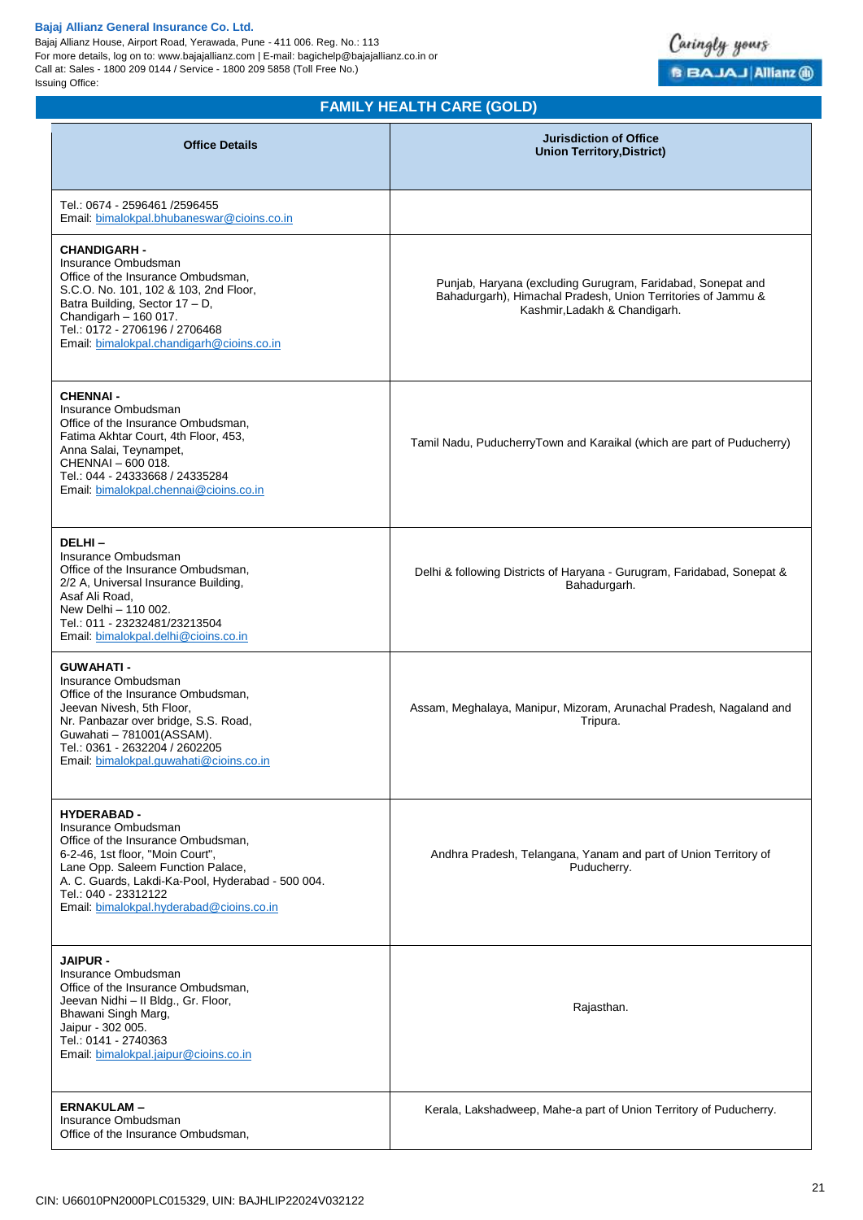## FAMILY HEALTH CARE (GOLD)

| Office Details | Jurisdiction of Office Union Territory,District) |
|---|---|
| Tel.: 0674 - 2596461 /2596455<br>Email: bimalokpal.bhubaneswar@cioins.co.in | |
| **CHANDIGARH -**<br>Insurance Ombudsman<br>Office of the Insurance Ombudsman,<br>S.C.O. No. 101, 102 & 103, 2nd Floor,<br>Batra Building, Sector 17 – D,<br>Chandigarh – 160 017.<br>Tel.: 0172 - 2706196 / 2706468<br>Email: bimalokpal.chandigarh@cioins.co.in | Punjab, Haryana (excluding Gurugram, Faridabad, Sonepat and Bahadurgarh), Himachal Pradesh, Union Territories of Jammu & Kashmir,Ladakh & Chandigarh. |
| **CHENNAI -**<br>Insurance Ombudsman<br>Office of the Insurance Ombudsman,<br>Fatima Akhtar Court, 4th Floor, 453,<br>Anna Salai, Teynampet,<br>CHENNAI – 600 018.<br>Tel.: 044 - 24333668 / 24335284<br>Email: bimalokpal.chennai@cioins.co.in | Tamil Nadu, PuducherryTown and Karaikal (which are part of Puducherry) |
| **DELHI –**<br>Insurance Ombudsman<br>Office of the Insurance Ombudsman,<br>2/2 A, Universal Insurance Building,<br>Asaf Ali Road,<br>New Delhi – 110 002.<br>Tel.: 011 - 23232481/23213504<br>Email: bimalokpal.delhi@cioins.co.in | Delhi & following Districts of Haryana - Gurugram, Faridabad, Sonepat & Bahadurgarh. |
| **GUWAHATI -**<br>Insurance Ombudsman<br>Office of the Insurance Ombudsman,<br>Jeevan Nivesh, 5th Floor,<br>Nr. Panbazar over bridge, S.S. Road,<br>Guwahati – 781001(ASSAM).<br>Tel.: 0361 - 2632204 / 2602205<br>Email: bimalokpal.guwahati@cioins.co.in | Assam, Meghalaya, Manipur, Mizoram, Arunachal Pradesh, Nagaland and Tripura. |
| **HYDERABAD -**<br>Insurance Ombudsman<br>Office of the Insurance Ombudsman,<br>6-2-46, 1st floor, "Moin Court",<br>Lane Opp. Saleem Function Palace,<br>A. C. Guards, Lakdi-Ka-Pool, Hyderabad - 500 004.<br>Tel.: 040 - 23312122<br>Email: bimalokpal.hyderabad@cioins.co.in | Andhra Pradesh, Telangana, Yanam and part of Union Territory of Puducherry. |
| **JAIPUR -**<br>Insurance Ombudsman<br>Office of the Insurance Ombudsman,<br>Jeevan Nidhi – II Bldg., Gr. Floor,<br>Bhawani Singh Marg,<br>Jaipur - 302 005.<br>Tel.: 0141 - 2740363<br>Email: bimalokpal.jaipur@cioins.co.in | Rajasthan. |
| **ERNAKULAM –**<br>Insurance Ombudsman<br>Office of the Insurance Ombudsman, | Kerala, Lakshadweep, Mahe-a part of Union Territory of Puducherry. |

CIN: U66010PN2000PLC015329, UIN: BAJHLIP22024V032122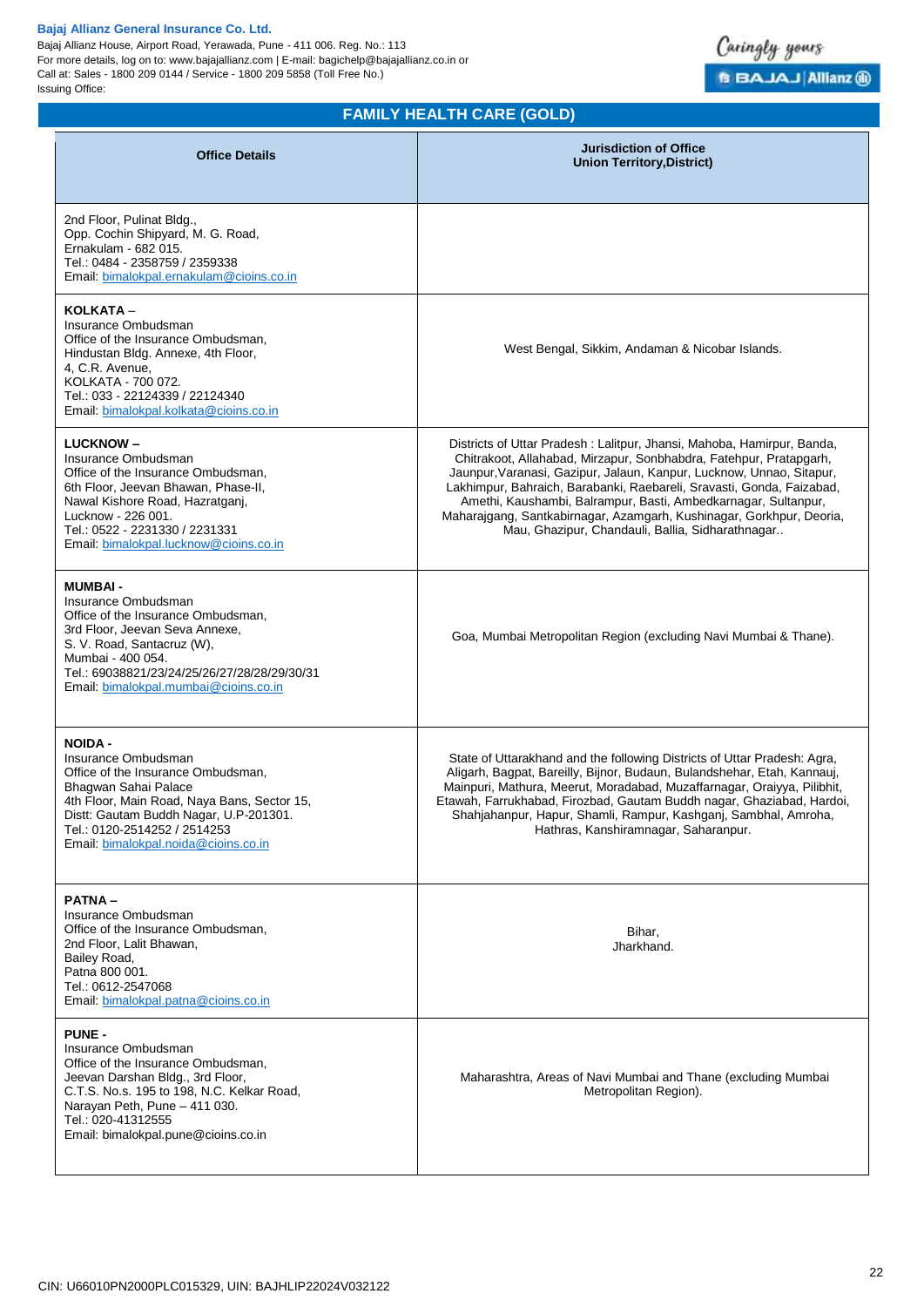## FAMILY HEALTH CARE (GOLD)

| Office Details | Jurisdiction of Office Union Territory,District) |
|---|---|
| 2nd Floor, Pulinat Bldg.,<br>Opp. Cochin Shipyard, M. G. Road,<br>Ernakulam - 682 015.<br>Tel.: 0484 - 2358759 / 2359338<br>Email: bimalokpal.ernakulam@cioins.co.in | |
| **KOLKATA –**<br>Insurance Ombudsman<br>Office of the Insurance Ombudsman,<br>Hindustan Bldg. Annexe, 4th Floor,<br>4, C.R. Avenue,<br>KOLKATA - 700 072.<br>Tel.: 033 - 22124339 / 22124340<br>Email: bimalokpal.kolkata@cioins.co.in | West Bengal, Sikkim, Andaman & Nicobar Islands. |
| **LUCKNOW –**<br>Insurance Ombudsman<br>Office of the Insurance Ombudsman,<br>6th Floor, Jeevan Bhawan, Phase-II,<br>Nawal Kishore Road, Hazratganj,<br>Lucknow - 226 001.<br>Tel.: 0522 - 2231330 / 2231331<br>Email: bimalokpal.lucknow@cioins.co.in | Districts of Uttar Pradesh : Lalitpur, Jhansi, Mahoba, Hamirpur, Banda, Chitrakoot, Allahabad, Mirzapur, Sonbhabdra, Fatehpur, Pratapgarh, Jaunpur,Varanasi, Gazipur, Jalaun, Kanpur, Lucknow, Unnao, Sitapur, Lakhimpur, Bahraich, Barabanki, Raebareli, Sravasti, Gonda, Faizabad, Amethi, Kaushambi, Balrampur, Basti, Ambedkarnagar, Sultanpur, Maharajgang, Santkabirnagar, Azamgarh, Kushinagar, Gorkhpur, Deoria, Mau, Ghazipur, Chandauli, Ballia, Sidharathnagar.. |
| **MUMBAI -**<br>Insurance Ombudsman<br>Office of the Insurance Ombudsman,<br>3rd Floor, Jeevan Seva Annexe,<br>S. V. Road, Santacruz (W),<br>Mumbai - 400 054.<br>Tel.: 69038821/23/24/25/26/27/28/28/29/30/31<br>Email: bimalokpal.mumbai@cioins.co.in | Goa, Mumbai Metropolitan Region (excluding Navi Mumbai & Thane). |
| **NOIDA -**<br>Insurance Ombudsman<br>Office of the Insurance Ombudsman,<br>Bhagwan Sahai Palace<br>4th Floor, Main Road, Naya Bans, Sector 15,<br>Distt: Gautam Buddh Nagar, U.P-201301.<br>Tel.: 0120-2514252 / 2514253<br>Email: bimalokpal.noida@cioins.co.in | State of Uttarakhand and the following Districts of Uttar Pradesh: Agra, Aligarh, Bagpat, Bareilly, Bijnor, Budaun, Bulandshehar, Etah, Kannauj, Mainpuri, Mathura, Meerut, Moradabad, Muzaffarnagar, Oraiyya, Pilibhit, Etawah, Farrukhabad, Firozbad, Gautam Buddh nagar, Ghaziabad, Hardoi, Shahjahanpur, Hapur, Shamli, Rampur, Kashganj, Sambhal, Amroha, Hathras, Kanshiramnagar, Saharanpur. |
| **PATNA –**<br>Insurance Ombudsman<br>Office of the Insurance Ombudsman,<br>2nd Floor, Lalit Bhawan,<br>Bailey Road,<br>Patna 800 001.<br>Tel.: 0612-2547068<br>Email: bimalokpal.patna@cioins.co.in | Bihar,<br>Jharkhand. |
| **PUNE -**<br>Insurance Ombudsman<br>Office of the Insurance Ombudsman,<br>Jeevan Darshan Bldg., 3rd Floor,<br>C.T.S. No.s. 195 to 198, N.C. Kelkar Road,<br>Narayan Peth, Pune – 411 030.<br>Tel.: 020-41312555<br>Email: bimalokpal.pune@cioins.co.in | Maharashtra, Areas of Navi Mumbai and Thane (excluding Mumbai Metropolitan Region). |